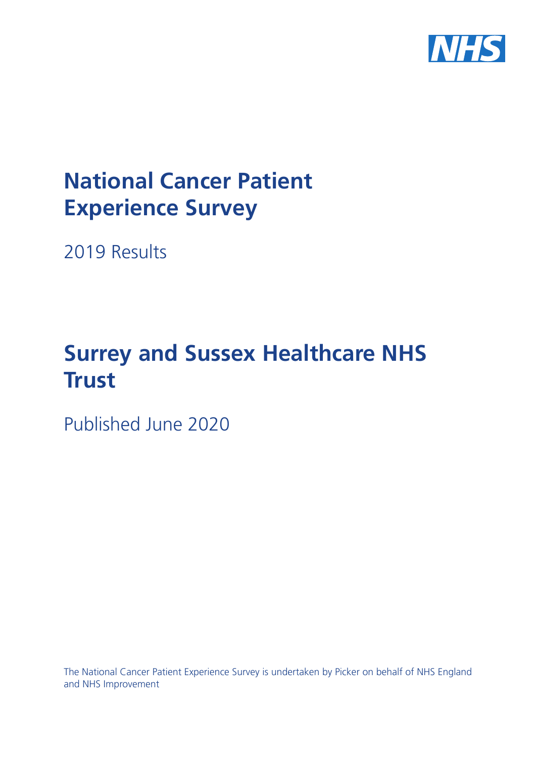NHS

# National Cancer Patient Experience Survey

2019 Results

# Surrey and Sussex Healthcare NHS Trust

Published June 2020

The National Cancer Patient Experience Survey is undertaken by Picker on behalf of NHS England and NHS Improvement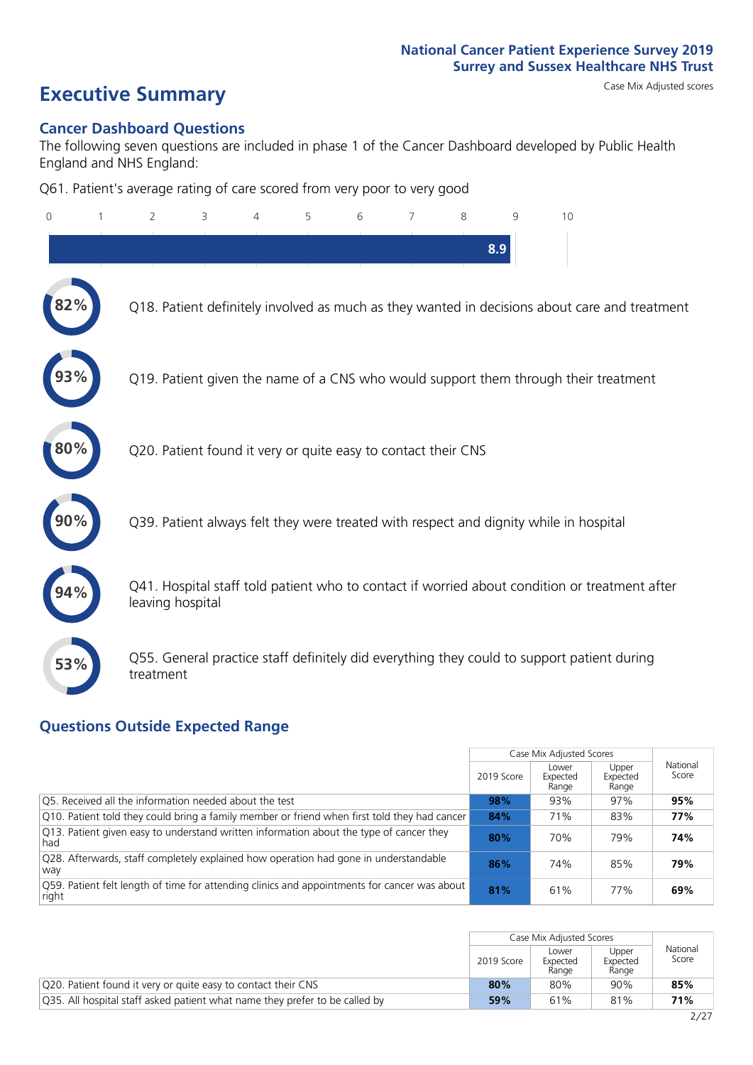# Executive Summary

Case Mix Adjusted scores

## Cancer Dashboard Questions

The following seven questions are included in phase 1 of the Cancer Dashboard developed by Public Health England and NHS England:

Q61. Patient's average rating of care scored from very poor to very good

0 1 2 3 4 5 6 7 8 9 10

8.9

82% Q18. Patient definitely involved as much as they wanted in decisions about care and treatment

93% Q19. Patient given the name of a CNS who would support them through their treatment

80% Q20. Patient found it very or quite easy to contact their CNS

90% Q39. Patient always felt they were treated with respect and dignity while in hospital

94% Q41. Hospital staff told patient who to contact if worried about condition or treatment after leaving hospital

53% Q55. General practice staff definitely did everything they could to support patient during treatment

## Questions Outside Expected Range

| | Case Mix Adjusted Scores | | | National Score |
|---|---|---|---|---|
| | 2019 Score | Lower Expected Range | Upper Expected Range | |
| Q5. Received all the information needed about the test | **98%** | 93% | 97% | **95%** |
| Q10. Patient told they could bring a family member or friend when first told they had cancer | **84%** | 71% | 83% | **77%** |
| Q13. Patient given easy to understand written information about the type of cancer they had | **80%** | 70% | 79% | **74%** |
| Q28. Afterwards, staff completely explained how operation had gone in understandable way | **86%** | 74% | 85% | **79%** |
| Q59. Patient felt length of time for attending clinics and appointments for cancer was about right | **81%** | 61% | 77% | **69%** |

| | Case Mix Adjusted Scores | | | National Score |
|---|---|---|---|---|
| | 2019 Score | Lower Expected Range | Upper Expected Range | |
| Q20. Patient found it very or quite easy to contact their CNS | **80%** | 80% | 90% | **85%** |
| Q35. All hospital staff asked patient what name they prefer to be called by | **59%** | 61% | 81% | **71%** |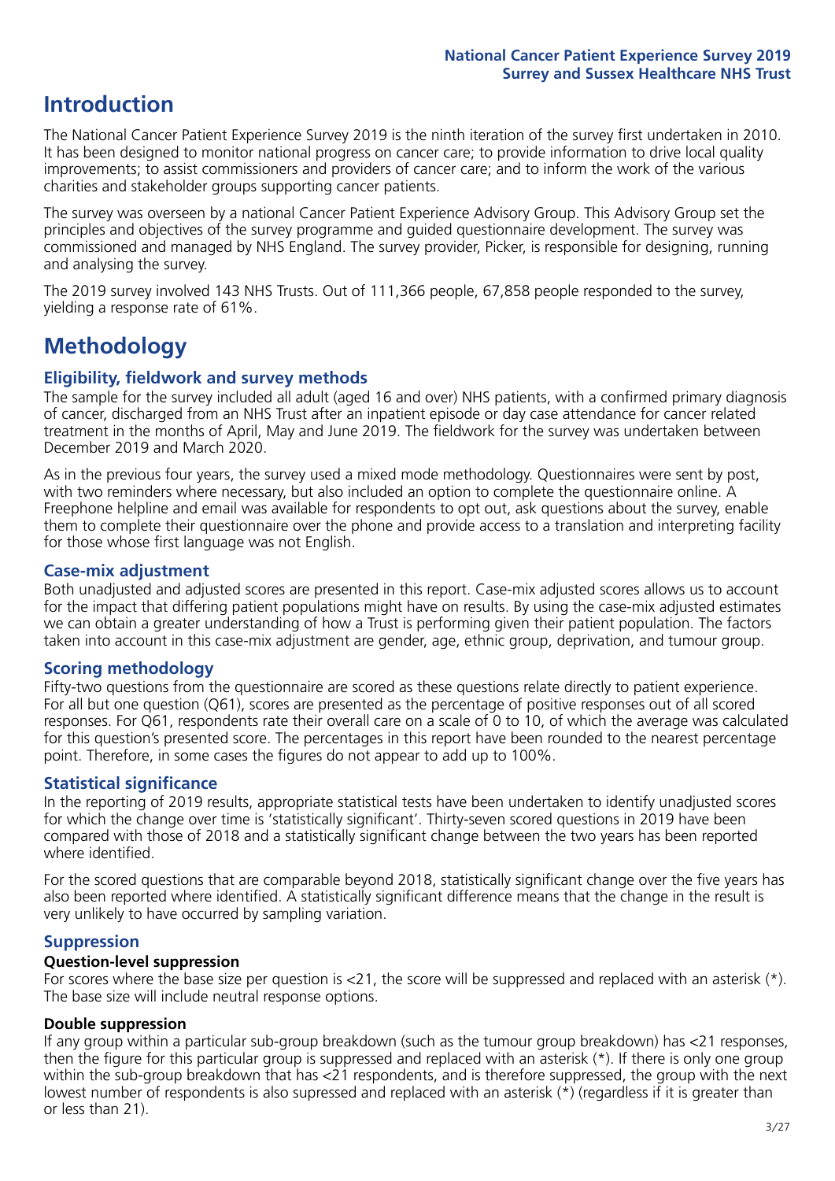# Introduction

The National Cancer Patient Experience Survey 2019 is the ninth iteration of the survey first undertaken in 2010. It has been designed to monitor national progress on cancer care; to provide information to drive local quality improvements; to assist commissioners and providers of cancer care; and to inform the work of the various charities and stakeholder groups supporting cancer patients.

The survey was overseen by a national Cancer Patient Experience Advisory Group. This Advisory Group set the principles and objectives of the survey programme and guided questionnaire development. The survey was commissioned and managed by NHS England. The survey provider, Picker, is responsible for designing, running and analysing the survey.

The 2019 survey involved 143 NHS Trusts. Out of 111,366 people, 67,858 people responded to the survey, yielding a response rate of 61%.

# Methodology

## Eligibility, fieldwork and survey methods

The sample for the survey included all adult (aged 16 and over) NHS patients, with a confirmed primary diagnosis of cancer, discharged from an NHS Trust after an inpatient episode or day case attendance for cancer related treatment in the months of April, May and June 2019. The fieldwork for the survey was undertaken between December 2019 and March 2020.

As in the previous four years, the survey used a mixed mode methodology. Questionnaires were sent by post, with two reminders where necessary, but also included an option to complete the questionnaire online. A Freephone helpline and email was available for respondents to opt out, ask questions about the survey, enable them to complete their questionnaire over the phone and provide access to a translation and interpreting facility for those whose first language was not English.

## Case-mix adjustment

Both unadjusted and adjusted scores are presented in this report. Case-mix adjusted scores allows us to account for the impact that differing patient populations might have on results. By using the case-mix adjusted estimates we can obtain a greater understanding of how a Trust is performing given their patient population. The factors taken into account in this case-mix adjustment are gender, age, ethnic group, deprivation, and tumour group.

## Scoring methodology

Fifty-two questions from the questionnaire are scored as these questions relate directly to patient experience. For all but one question (Q61), scores are presented as the percentage of positive responses out of all scored responses. For Q61, respondents rate their overall care on a scale of 0 to 10, of which the average was calculated for this question's presented score. The percentages in this report have been rounded to the nearest percentage point. Therefore, in some cases the figures do not appear to add up to 100%.

## Statistical significance

In the reporting of 2019 results, appropriate statistical tests have been undertaken to identify unadjusted scores for which the change over time is 'statistically significant'. Thirty-seven scored questions in 2019 have been compared with those of 2018 and a statistically significant change between the two years has been reported where identified.

For the scored questions that are comparable beyond 2018, statistically significant change over the five years has also been reported where identified. A statistically significant difference means that the change in the result is very unlikely to have occurred by sampling variation.

## Suppression

### Question-level suppression

For scores where the base size per question is <21, the score will be suppressed and replaced with an asterisk (*). The base size will include neutral response options.

### Double suppression

If any group within a particular sub-group breakdown (such as the tumour group breakdown) has <21 responses, then the figure for this particular group is suppressed and replaced with an asterisk (*). If there is only one group within the sub-group breakdown that has <21 respondents, and is therefore suppressed, the group with the next lowest number of respondents is also supressed and replaced with an asterisk (*) (regardless if it is greater than or less than 21).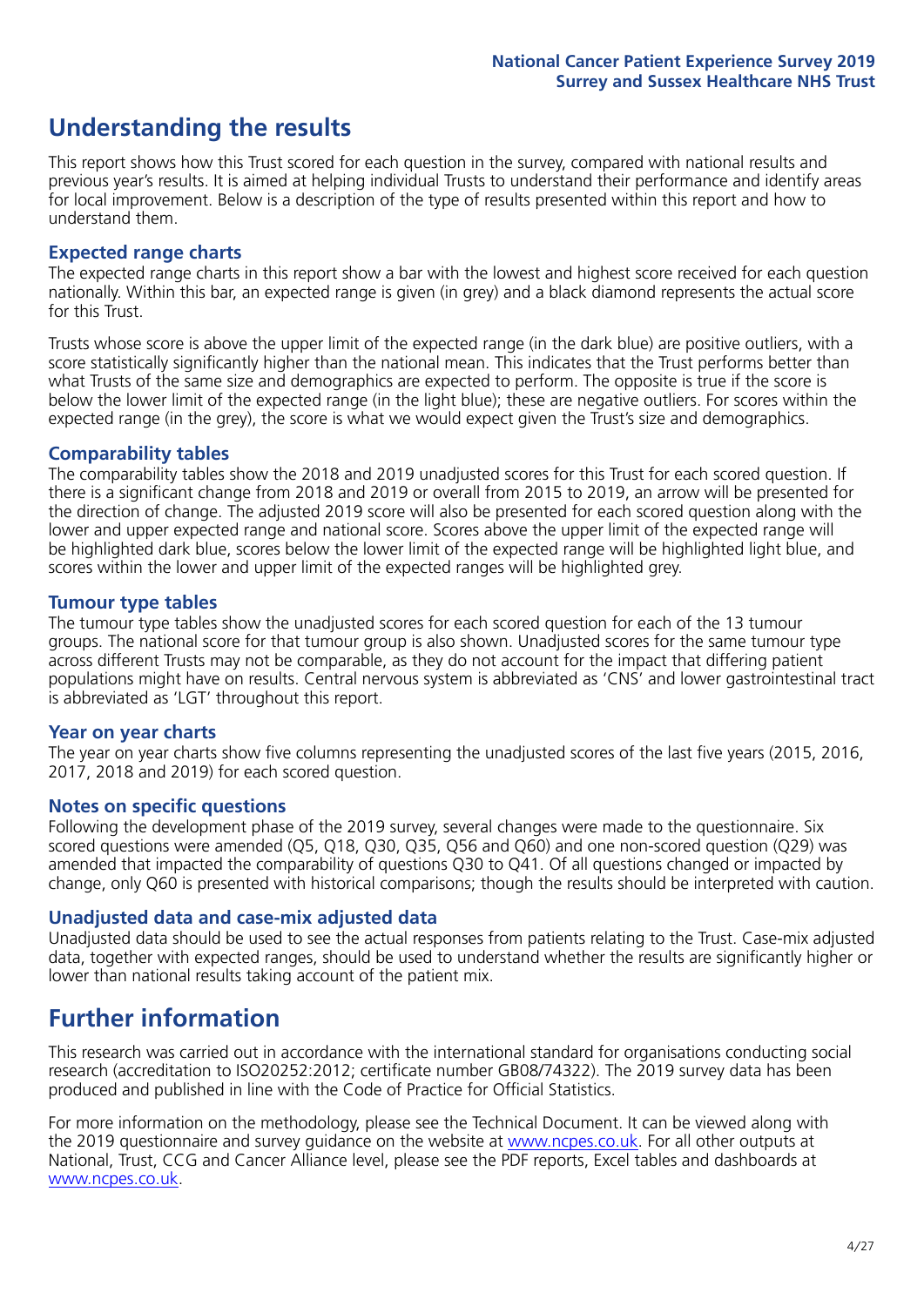# Understanding the results

This report shows how this Trust scored for each question in the survey, compared with national results and previous year's results. It is aimed at helping individual Trusts to understand their performance and identify areas for local improvement. Below is a description of the type of results presented within this report and how to understand them.

## Expected range charts

The expected range charts in this report show a bar with the lowest and highest score received for each question nationally. Within this bar, an expected range is given (in grey) and a black diamond represents the actual score for this Trust.

Trusts whose score is above the upper limit of the expected range (in the dark blue) are positive outliers, with a score statistically significantly higher than the national mean. This indicates that the Trust performs better than what Trusts of the same size and demographics are expected to perform. The opposite is true if the score is below the lower limit of the expected range (in the light blue); these are negative outliers. For scores within the expected range (in the grey), the score is what we would expect given the Trust's size and demographics.

## Comparability tables

The comparability tables show the 2018 and 2019 unadjusted scores for this Trust for each scored question. If there is a significant change from 2018 and 2019 or overall from 2015 to 2019, an arrow will be presented for the direction of change. The adjusted 2019 score will also be presented for each scored question along with the lower and upper expected range and national score. Scores above the upper limit of the expected range will be highlighted dark blue, scores below the lower limit of the expected range will be highlighted light blue, and scores within the lower and upper limit of the expected ranges will be highlighted grey.

## Tumour type tables

The tumour type tables show the unadjusted scores for each scored question for each of the 13 tumour groups. The national score for that tumour group is also shown. Unadjusted scores for the same tumour type across different Trusts may not be comparable, as they do not account for the impact that differing patient populations might have on results. Central nervous system is abbreviated as 'CNS' and lower gastrointestinal tract is abbreviated as 'LGT' throughout this report.

## Year on year charts

The year on year charts show five columns representing the unadjusted scores of the last five years (2015, 2016, 2017, 2018 and 2019) for each scored question.

## Notes on specific questions

Following the development phase of the 2019 survey, several changes were made to the questionnaire. Six scored questions were amended (Q5, Q18, Q30, Q35, Q56 and Q60) and one non-scored question (Q29) was amended that impacted the comparability of questions Q30 to Q41. Of all questions changed or impacted by change, only Q60 is presented with historical comparisons; though the results should be interpreted with caution.

## Unadjusted data and case-mix adjusted data

Unadjusted data should be used to see the actual responses from patients relating to the Trust. Case-mix adjusted data, together with expected ranges, should be used to understand whether the results are significantly higher or lower than national results taking account of the patient mix.

# Further information

This research was carried out in accordance with the international standard for organisations conducting social research (accreditation to ISO20252:2012; certificate number GB08/74322). The 2019 survey data has been produced and published in line with the Code of Practice for Official Statistics.

For more information on the methodology, please see the Technical Document. It can be viewed along with the 2019 questionnaire and survey guidance on the website at www.ncpes.co.uk. For all other outputs at National, Trust, CCG and Cancer Alliance level, please see the PDF reports, Excel tables and dashboards at www.ncpes.co.uk.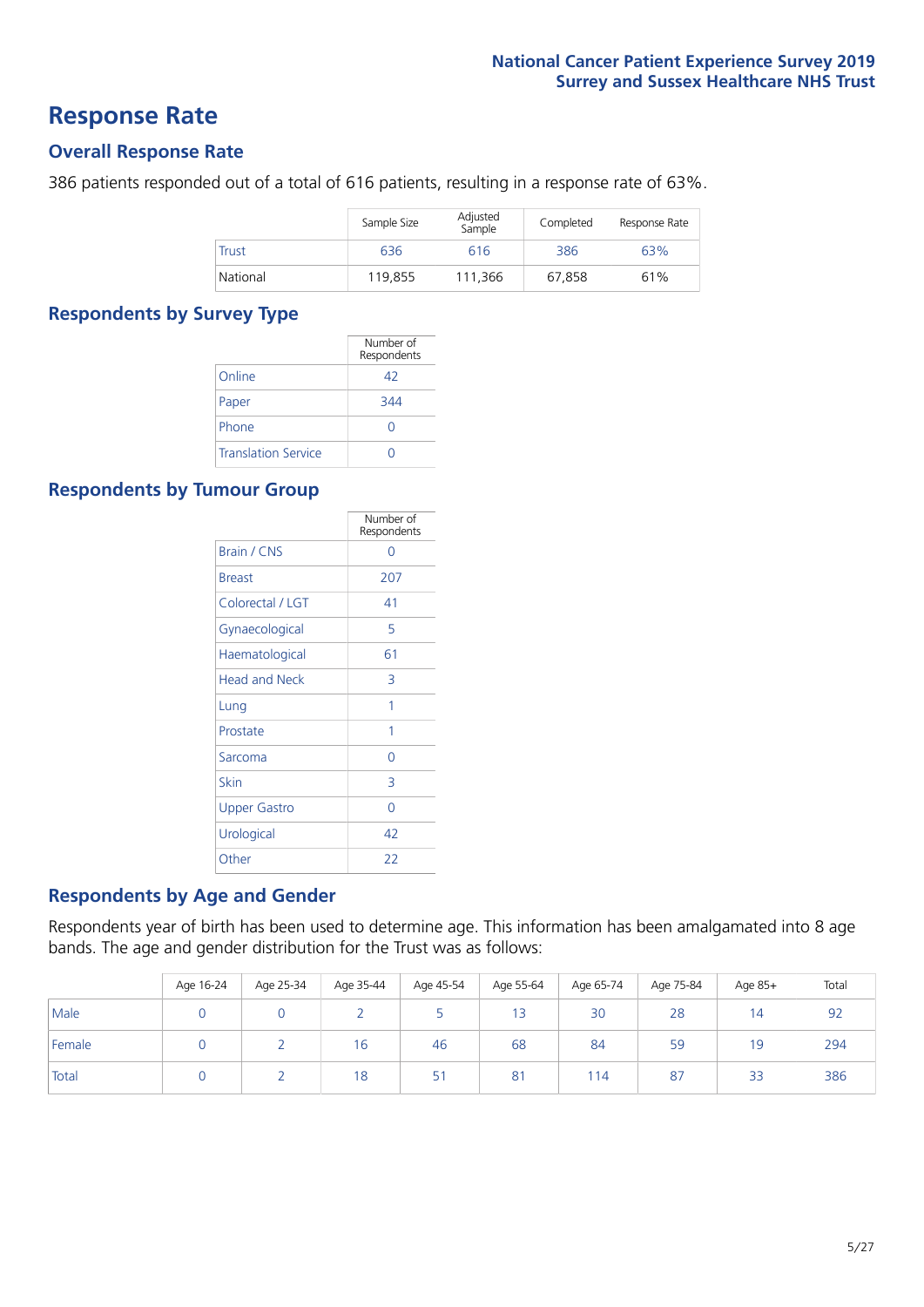# Response Rate

## Overall Response Rate

386 patients responded out of a total of 616 patients, resulting in a response rate of 63%.

| | Sample Size | Adjusted Sample | Completed | Response Rate |
|---|---|---|---|---|
| Trust | 636 | 616 | 386 | 63% |
| National | 119,855 | 111,366 | 67,858 | 61% |

## Respondents by Survey Type

| | Number of Respondents |
|---|---|
| Online | 42 |
| Paper | 344 |
| Phone | 0 |
| Translation Service | 0 |

## Respondents by Tumour Group

| | Number of Respondents |
|---|---|
| Brain / CNS | 0 |
| Breast | 207 |
| Colorectal / LGT | 41 |
| Gynaecological | 5 |
| Haematological | 61 |
| Head and Neck | 3 |
| Lung | 1 |
| Prostate | 1 |
| Sarcoma | 0 |
| Skin | 3 |
| Upper Gastro | 0 |
| Urological | 42 |
| Other | 22 |

## Respondents by Age and Gender

Respondents year of birth has been used to determine age. This information has been amalgamated into 8 age bands. The age and gender distribution for the Trust was as follows:

| | Age 16-24 | Age 25-34 | Age 35-44 | Age 45-54 | Age 55-64 | Age 65-74 | Age 75-84 | Age 85+ | Total |
|---|---|---|---|---|---|---|---|---|---|
| Male | 0 | 0 | 2 | 5 | 13 | 30 | 28 | 14 | 92 |
| Female | 0 | 2 | 16 | 46 | 68 | 84 | 59 | 19 | 294 |
| Total | 0 | 2 | 18 | 51 | 81 | 114 | 87 | 33 | 386 |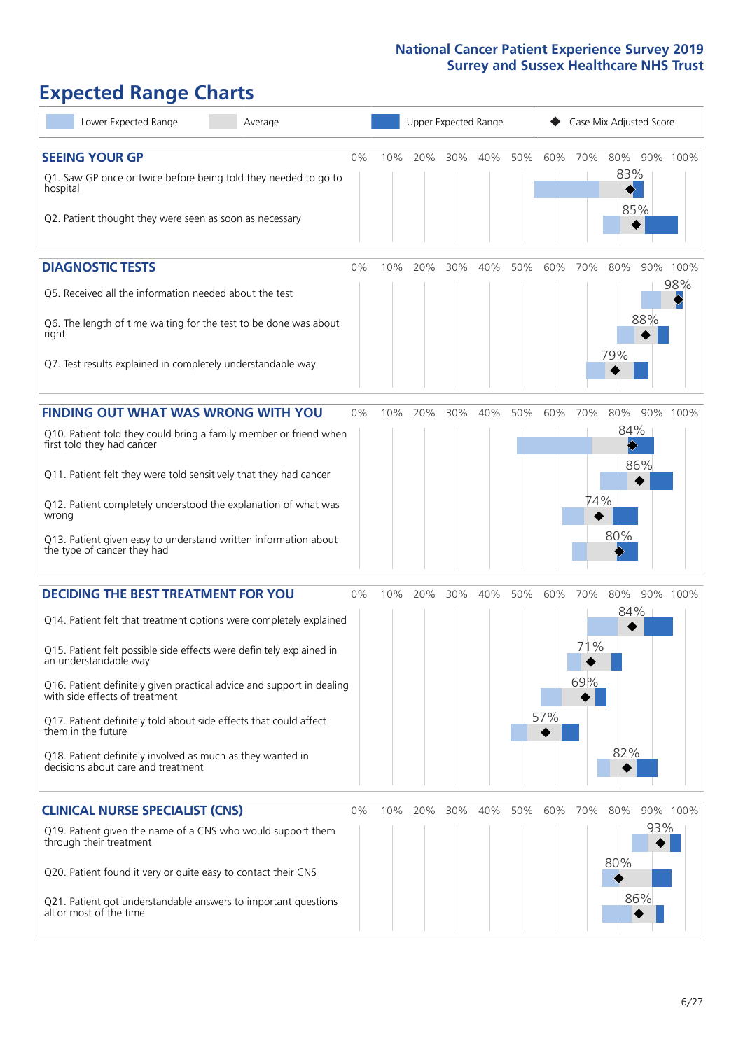National Cancer Patient Experience Survey 2019
Surrey and Sussex Healthcare NHS Trust

# Expected Range Charts

Lower Expected Range | Average | Upper Expected Range | Case Mix Adjusted Score

## SEEING YOUR GP

0% 10% 20% 30% 40% 50% 60% 70% 80% 90% 100%

Q1. Saw GP once or twice before being told they needed to go to hospital
83%

Q2. Patient thought they were seen as soon as necessary
85%

## DIAGNOSTIC TESTS

0% 10% 20% 30% 40% 50% 60% 70% 80% 90% 100%

Q5. Received all the information needed about the test
98%

Q6. The length of time waiting for the test to be done was about right
88%

Q7. Test results explained in completely understandable way
79%

## FINDING OUT WHAT WAS WRONG WITH YOU

0% 10% 20% 30% 40% 50% 60% 70% 80% 90% 100%

Q10. Patient told they could bring a family member or friend when first told they had cancer
84%

Q11. Patient felt they were told sensitively that they had cancer
86%

Q12. Patient completely understood the explanation of what was wrong
74%

Q13. Patient given easy to understand written information about the type of cancer they had
80%

## DECIDING THE BEST TREATMENT FOR YOU

0% 10% 20% 30% 40% 50% 60% 70% 80% 90% 100%

Q14. Patient felt that treatment options were completely explained
84%

Q15. Patient felt possible side effects were definitely explained in an understandable way
71%

Q16. Patient definitely given practical advice and support in dealing with side effects of treatment
69%

Q17. Patient definitely told about side effects that could affect them in the future
57%

Q18. Patient definitely involved as much as they wanted in decisions about care and treatment
82%

## CLINICAL NURSE SPECIALIST (CNS)

0% 10% 20% 30% 40% 50% 60% 70% 80% 90% 100%

Q19. Patient given the name of a CNS who would support them through their treatment
93%

Q20. Patient found it very or quite easy to contact their CNS
80%

Q21. Patient got understandable answers to important questions all or most of the time
86%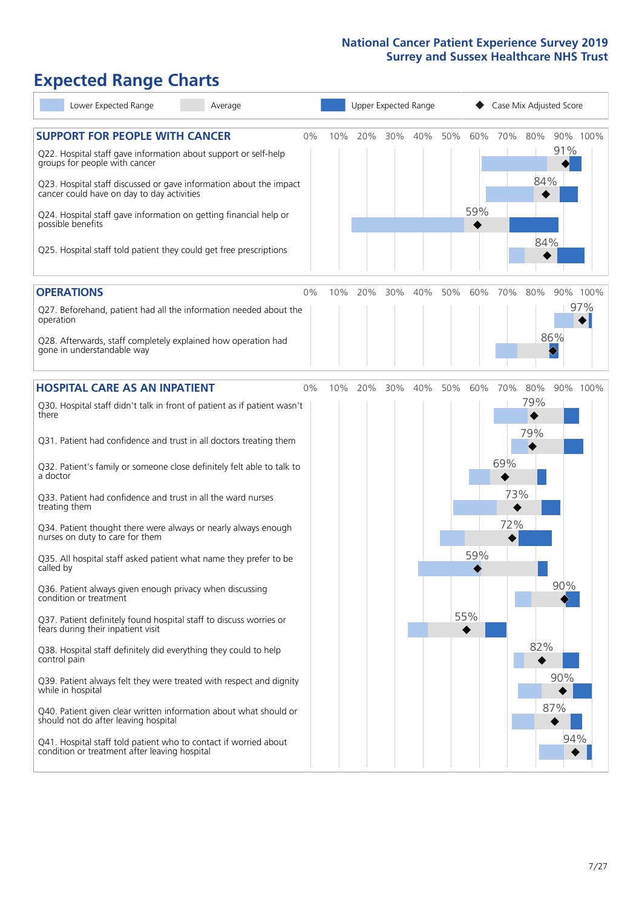# Expected Range Charts

Lower Expected Range | Average | Upper Expected Range | Case Mix Adjusted Score

## SUPPORT FOR PEOPLE WITH CANCER

0% 10% 20% 30% 40% 50% 60% 70% 80% 90% 100%

Q22. Hospital staff gave information about support or self-help groups for people with cancer — 91%

Q23. Hospital staff discussed or gave information about the impact cancer could have on day to day activities — 84%

Q24. Hospital staff gave information on getting financial help or possible benefits — 59%

Q25. Hospital staff told patient they could get free prescriptions — 84%

## OPERATIONS

0% 10% 20% 30% 40% 50% 60% 70% 80% 90% 100%

Q27. Beforehand, patient had all the information needed about the operation — 97%

Q28. Afterwards, staff completely explained how operation had gone in understandable way — 86%

## HOSPITAL CARE AS AN INPATIENT

0% 10% 20% 30% 40% 50% 60% 70% 80% 90% 100%

Q30. Hospital staff didn't talk in front of patient as if patient wasn't there — 79%

Q31. Patient had confidence and trust in all doctors treating them — 79%

Q32. Patient's family or someone close definitely felt able to talk to a doctor — 69%

Q33. Patient had confidence and trust in all the ward nurses treating them — 73%

Q34. Patient thought there were always or nearly always enough nurses on duty to care for them — 72%

Q35. All hospital staff asked patient what name they prefer to be called by — 59%

Q36. Patient always given enough privacy when discussing condition or treatment — 90%

Q37. Patient definitely found hospital staff to discuss worries or fears during their inpatient visit — 55%

Q38. Hospital staff definitely did everything they could to help control pain — 82%

Q39. Patient always felt they were treated with respect and dignity while in hospital — 90%

Q40. Patient given clear written information about what should or should not do after leaving hospital — 87%

Q41. Hospital staff told patient who to contact if worried about condition or treatment after leaving hospital — 94%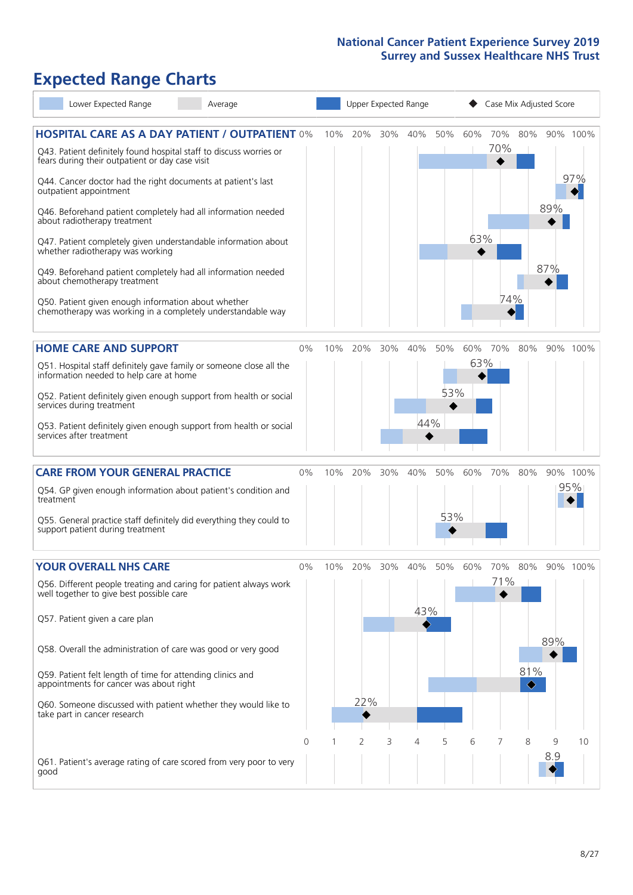National Cancer Patient Experience Survey 2019
Surrey and Sussex Healthcare NHS Trust

# Expected Range Charts

Lower Expected Range | Average | Upper Expected Range | Case Mix Adjusted Score

## HOSPITAL CARE AS A DAY PATIENT / OUTPATIENT

0% 10% 20% 30% 40% 50% 60% 70% 80% 90% 100%

Q43. Patient definitely found hospital staff to discuss worries or fears during their outpatient or day case visit
70%

Q44. Cancer doctor had the right documents at patient's last outpatient appointment
97%

Q46. Beforehand patient completely had all information needed about radiotherapy treatment
89%

Q47. Patient completely given understandable information about whether radiotherapy was working
63%

Q49. Beforehand patient completely had all information needed about chemotherapy treatment
87%

Q50. Patient given enough information about whether chemotherapy was working in a completely understandable way
74%

## HOME CARE AND SUPPORT

0% 10% 20% 30% 40% 50% 60% 70% 80% 90% 100%

Q51. Hospital staff definitely gave family or someone close all the information needed to help care at home
63%

Q52. Patient definitely given enough support from health or social services during treatment
53%

Q53. Patient definitely given enough support from health or social services after treatment
44%

## CARE FROM YOUR GENERAL PRACTICE

0% 10% 20% 30% 40% 50% 60% 70% 80% 90% 100%

Q54. GP given enough information about patient's condition and treatment
95%

Q55. General practice staff definitely did everything they could to support patient during treatment
53%

## YOUR OVERALL NHS CARE

0% 10% 20% 30% 40% 50% 60% 70% 80% 90% 100%

Q56. Different people treating and caring for patient always work well together to give best possible care
71%

Q57. Patient given a care plan
43%

Q58. Overall the administration of care was good or very good
89%

Q59. Patient felt length of time for attending clinics and appointments for cancer was about right
81%

Q60. Someone discussed with patient whether they would like to take part in cancer research
22%

0 1 2 3 4 5 6 7 8 9 10

Q61. Patient's average rating of care scored from very poor to very good
8.9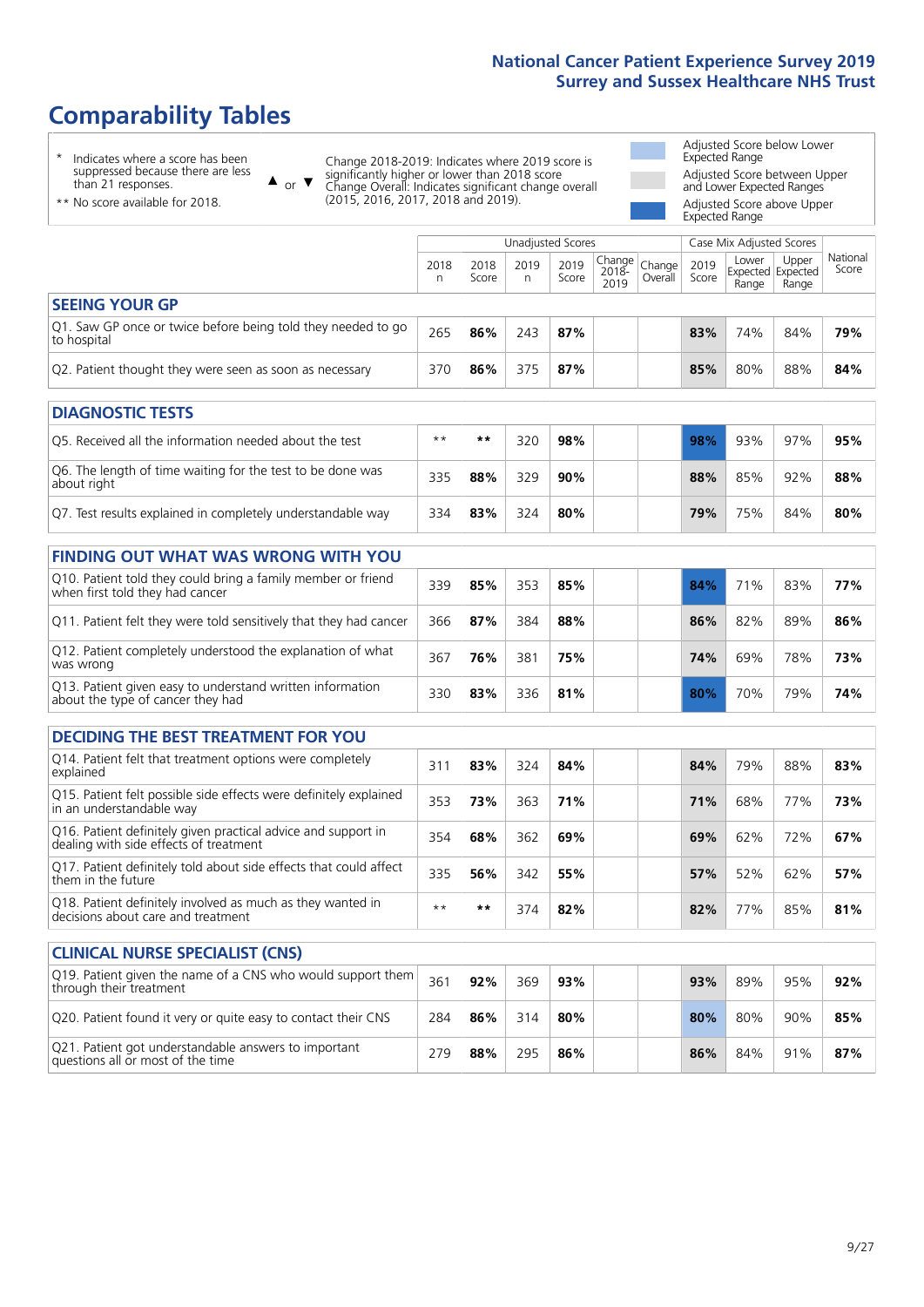# Comparability Tables

\* Indicates where a score has been suppressed because there are less than 21 responses.

\*\* No score available for 2018.

▲ or ▼ Change 2018-2019: Indicates where 2019 score is significantly higher or lower than 2018 score
Change Overall: Indicates significant change overall (2015, 2016, 2017, 2018 and 2019).

Adjusted Score below Lower Expected Range

Adjusted Score between Upper and Lower Expected Ranges

Adjusted Score above Upper Expected Range

| | Unadjusted Scores | | | | | | Case Mix Adjusted Scores | | | |
|---|---|---|---|---|---|---|---|---|---|---|
| | 2018 n | 2018 Score | 2019 n | 2019 Score | Change 2018-2019 | Change Overall | 2019 Score | Lower Expected Range | Upper Expected Range | National Score |
| **SEEING YOUR GP** | | | | | | | | | | |
| Q1. Saw GP once or twice before being told they needed to go to hospital | 265 | **86%** | 243 | **87%** | | | **83%** | 74% | 84% | **79%** |
| Q2. Patient thought they were seen as soon as necessary | 370 | **86%** | 375 | **87%** | | | **85%** | 80% | 88% | **84%** |
| **DIAGNOSTIC TESTS** | | | | | | | | | | |
| Q5. Received all the information needed about the test | ** | ** | 320 | **98%** | | | **98%** | 93% | 97% | **95%** |
| Q6. The length of time waiting for the test to be done was about right | 335 | **88%** | 329 | **90%** | | | **88%** | 85% | 92% | **88%** |
| Q7. Test results explained in completely understandable way | 334 | **83%** | 324 | **80%** | | | **79%** | 75% | 84% | **80%** |
| **FINDING OUT WHAT WAS WRONG WITH YOU** | | | | | | | | | | |
| Q10. Patient told they could bring a family member or friend when first told they had cancer | 339 | **85%** | 353 | **85%** | | | **84%** | 71% | 83% | **77%** |
| Q11. Patient felt they were told sensitively that they had cancer | 366 | **87%** | 384 | **88%** | | | **86%** | 82% | 89% | **86%** |
| Q12. Patient completely understood the explanation of what was wrong | 367 | **76%** | 381 | **75%** | | | **74%** | 69% | 78% | **73%** |
| Q13. Patient given easy to understand written information about the type of cancer they had | 330 | **83%** | 336 | **81%** | | | **80%** | 70% | 79% | **74%** |
| **DECIDING THE BEST TREATMENT FOR YOU** | | | | | | | | | | |
| Q14. Patient felt that treatment options were completely explained | 311 | **83%** | 324 | **84%** | | | **84%** | 79% | 88% | **83%** |
| Q15. Patient felt possible side effects were definitely explained in an understandable way | 353 | **73%** | 363 | **71%** | | | **71%** | 68% | 77% | **73%** |
| Q16. Patient definitely given practical advice and support in dealing with side effects of treatment | 354 | **68%** | 362 | **69%** | | | **69%** | 62% | 72% | **67%** |
| Q17. Patient definitely told about side effects that could affect them in the future | 335 | **56%** | 342 | **55%** | | | **57%** | 52% | 62% | **57%** |
| Q18. Patient definitely involved as much as they wanted in decisions about care and treatment | ** | ** | 374 | **82%** | | | **82%** | 77% | 85% | **81%** |
| **CLINICAL NURSE SPECIALIST (CNS)** | | | | | | | | | | |
| Q19. Patient given the name of a CNS who would support them through their treatment | 361 | **92%** | 369 | **93%** | | | **93%** | 89% | 95% | **92%** |
| Q20. Patient found it very or quite easy to contact their CNS | 284 | **86%** | 314 | **80%** | | | **80%** | 80% | 90% | **85%** |
| Q21. Patient got understandable answers to important questions all or most of the time | 279 | **88%** | 295 | **86%** | | | **86%** | 84% | 91% | **87%** |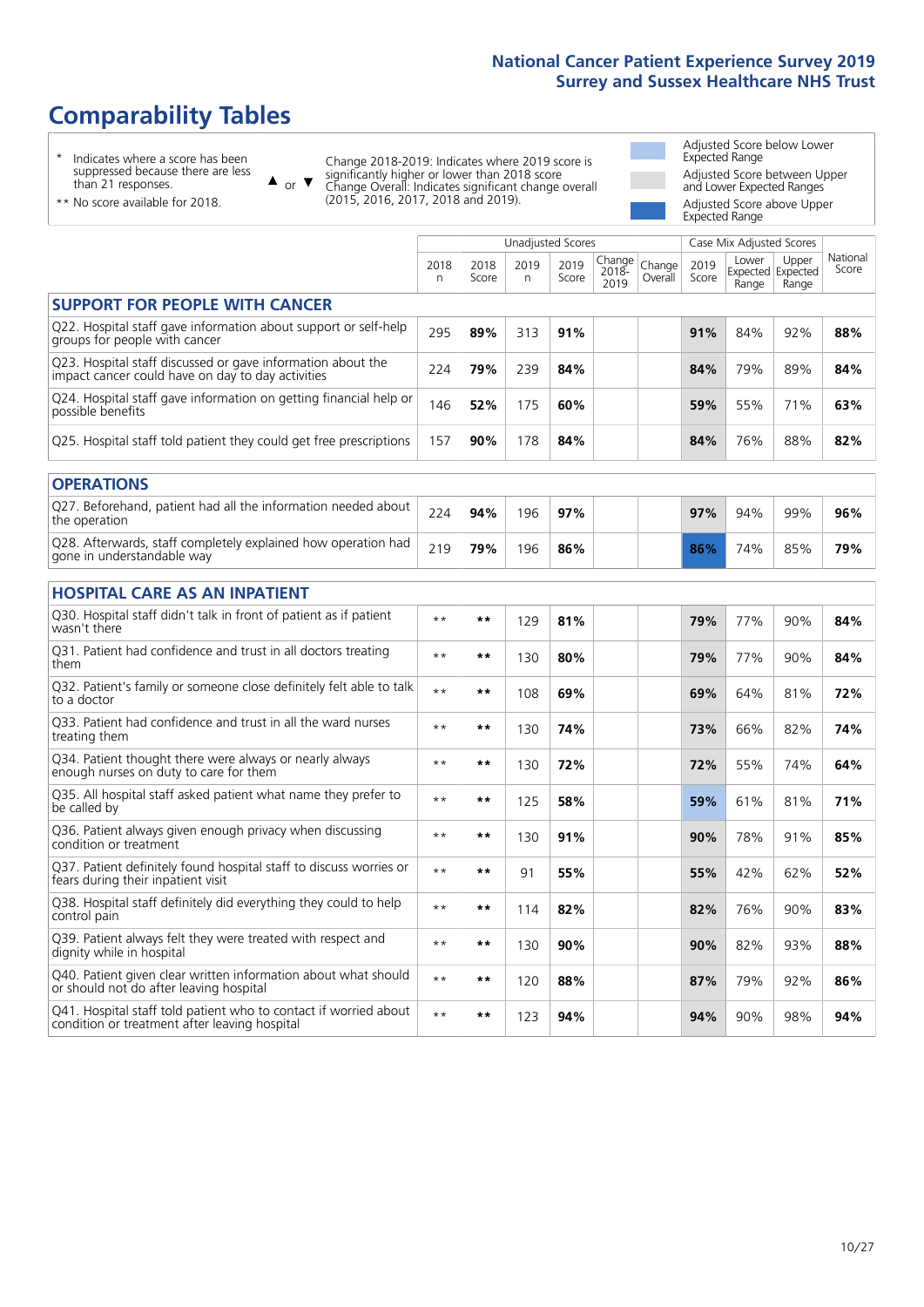# Comparability Tables

\* Indicates where a score has been suppressed because there are less than 21 responses.

\*\* No score available for 2018.

▲ or ▼ Change 2018-2019: Indicates where 2019 score is significantly higher or lower than 2018 score. Change Overall: Indicates significant change overall (2015, 2016, 2017, 2018 and 2019).

Adjusted Score below Lower Expected Range

Adjusted Score between Upper and Lower Expected Ranges

Adjusted Score above Upper Expected Range

| | Unadjusted Scores | | | | | | Case Mix Adjusted Scores | | | National Score |
|---|---|---|---|---|---|---|---|---|---|---|
| | 2018 n | 2018 Score | 2019 n | 2019 Score | Change 2018-2019 | Change Overall | 2019 Score | Lower Expected Range | Upper Expected Range | National Score |
| **SUPPORT FOR PEOPLE WITH CANCER** | | | | | | | | | | |
| Q22. Hospital staff gave information about support or self-help groups for people with cancer | 295 | **89%** | 313 | **91%** | | | **91%** | 84% | 92% | **88%** |
| Q23. Hospital staff discussed or gave information about the impact cancer could have on day to day activities | 224 | **79%** | 239 | **84%** | | | **84%** | 79% | 89% | **84%** |
| Q24. Hospital staff gave information on getting financial help or possible benefits | 146 | **52%** | 175 | **60%** | | | **59%** | 55% | 71% | **63%** |
| Q25. Hospital staff told patient they could get free prescriptions | 157 | **90%** | 178 | **84%** | | | **84%** | 76% | 88% | **82%** |
| **OPERATIONS** | | | | | | | | | | |
| Q27. Beforehand, patient had all the information needed about the operation | 224 | **94%** | 196 | **97%** | | | **97%** | 94% | 99% | **96%** |
| Q28. Afterwards, staff completely explained how operation had gone in understandable way | 219 | **79%** | 196 | **86%** | | | **86%** | 74% | 85% | **79%** |
| **HOSPITAL CARE AS AN INPATIENT** | | | | | | | | | | |
| Q30. Hospital staff didn't talk in front of patient as if patient wasn't there | ** | ** | 129 | **81%** | | | **79%** | 77% | 90% | **84%** |
| Q31. Patient had confidence and trust in all doctors treating them | ** | ** | 130 | **80%** | | | **79%** | 77% | 90% | **84%** |
| Q32. Patient's family or someone close definitely felt able to talk to a doctor | ** | ** | 108 | **69%** | | | **69%** | 64% | 81% | **72%** |
| Q33. Patient had confidence and trust in all the ward nurses treating them | ** | ** | 130 | **74%** | | | **73%** | 66% | 82% | **74%** |
| Q34. Patient thought there were always or nearly always enough nurses on duty to care for them | ** | ** | 130 | **72%** | | | **72%** | 55% | 74% | **64%** |
| Q35. All hospital staff asked patient what name they prefer to be called by | ** | ** | 125 | **58%** | | | **59%** | 61% | 81% | **71%** |
| Q36. Patient always given enough privacy when discussing condition or treatment | ** | ** | 130 | **91%** | | | **90%** | 78% | 91% | **85%** |
| Q37. Patient definitely found hospital staff to discuss worries or fears during their inpatient visit | ** | ** | 91 | **55%** | | | **55%** | 42% | 62% | **52%** |
| Q38. Hospital staff definitely did everything they could to help control pain | ** | ** | 114 | **82%** | | | **82%** | 76% | 90% | **83%** |
| Q39. Patient always felt they were treated with respect and dignity while in hospital | ** | ** | 130 | **90%** | | | **90%** | 82% | 93% | **88%** |
| Q40. Patient given clear written information about what should or should not do after leaving hospital | ** | ** | 120 | **88%** | | | **87%** | 79% | 92% | **86%** |
| Q41. Hospital staff told patient who to contact if worried about condition or treatment after leaving hospital | ** | ** | 123 | **94%** | | | **94%** | 90% | 98% | **94%** |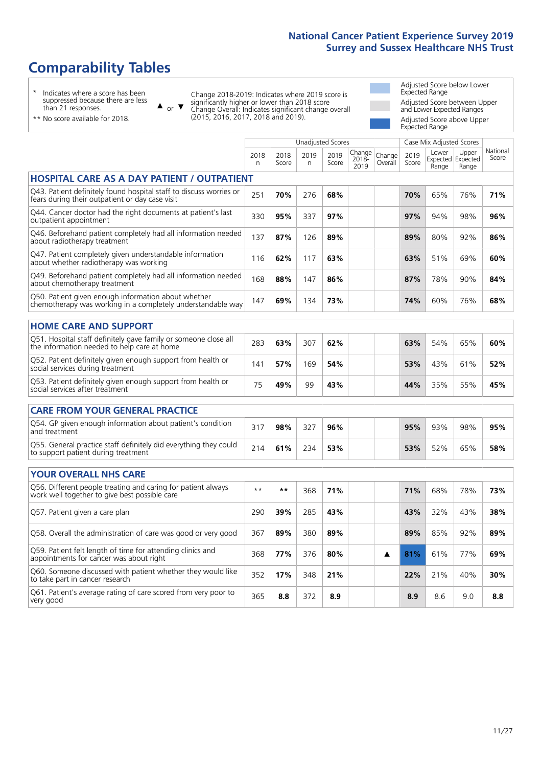# Comparability Tables

\* Indicates where a score has been suppressed because there are less than 21 responses.

\*\* No score available for 2018.

▲ or ▼ Change 2018-2019: Indicates where 2019 score is significantly higher or lower than 2018 score. Change Overall: Indicates significant change overall (2015, 2016, 2017, 2018 and 2019).

Adjusted Score below Lower Expected Range

Adjusted Score between Upper and Lower Expected Ranges

Adjusted Score above Upper Expected Range

| | Unadjusted Scores | | | | | | Case Mix Adjusted Scores | | | |
|---|---|---|---|---|---|---|---|---|---|---|
| | 2018 n | 2018 Score | 2019 n | 2019 Score | Change 2018-2019 | Change Overall | 2019 Score | Lower Expected Range | Upper Expected Range | National Score |
| **HOSPITAL CARE AS A DAY PATIENT / OUTPATIENT** | | | | | | | | | | |
| Q43. Patient definitely found hospital staff to discuss worries or fears during their outpatient or day case visit | 251 | **70%** | 276 | **68%** | | | **70%** | 65% | 76% | **71%** |
| Q44. Cancer doctor had the right documents at patient's last outpatient appointment | 330 | **95%** | 337 | **97%** | | | **97%** | 94% | 98% | **96%** |
| Q46. Beforehand patient completely had all information needed about radiotherapy treatment | 137 | **87%** | 126 | **89%** | | | **89%** | 80% | 92% | **86%** |
| Q47. Patient completely given understandable information about whether radiotherapy was working | 116 | **62%** | 117 | **63%** | | | **63%** | 51% | 69% | **60%** |
| Q49. Beforehand patient completely had all information needed about chemotherapy treatment | 168 | **88%** | 147 | **86%** | | | **87%** | 78% | 90% | **84%** |
| Q50. Patient given enough information about whether chemotherapy was working in a completely understandable way | 147 | **69%** | 134 | **73%** | | | **74%** | 60% | 76% | **68%** |
| **HOME CARE AND SUPPORT** | | | | | | | | | | |
| Q51. Hospital staff definitely gave family or someone close all the information needed to help care at home | 283 | **63%** | 307 | **62%** | | | **63%** | 54% | 65% | **60%** |
| Q52. Patient definitely given enough support from health or social services during treatment | 141 | **57%** | 169 | **54%** | | | **53%** | 43% | 61% | **52%** |
| Q53. Patient definitely given enough support from health or social services after treatment | 75 | **49%** | 99 | **43%** | | | **44%** | 35% | 55% | **45%** |
| **CARE FROM YOUR GENERAL PRACTICE** | | | | | | | | | | |
| Q54. GP given enough information about patient's condition and treatment | 317 | **98%** | 327 | **96%** | | | **95%** | 93% | 98% | **95%** |
| Q55. General practice staff definitely did everything they could to support patient during treatment | 214 | **61%** | 234 | **53%** | | | **53%** | 52% | 65% | **58%** |
| **YOUR OVERALL NHS CARE** | | | | | | | | | | |
| Q56. Different people treating and caring for patient always work well together to give best possible care | ** | ** | 368 | **71%** | | | **71%** | 68% | 78% | **73%** |
| Q57. Patient given a care plan | 290 | **39%** | 285 | **43%** | | | **43%** | 32% | 43% | **38%** |
| Q58. Overall the administration of care was good or very good | 367 | **89%** | 380 | **89%** | | | **89%** | 85% | 92% | **89%** |
| Q59. Patient felt length of time for attending clinics and appointments for cancer was about right | 368 | **77%** | 376 | **80%** | | ▲ | **81%** | 61% | 77% | **69%** |
| Q60. Someone discussed with patient whether they would like to take part in cancer research | 352 | **17%** | 348 | **21%** | | | **22%** | 21% | 40% | **30%** |
| Q61. Patient's average rating of care scored from very poor to very good | 365 | **8.8** | 372 | **8.9** | | | **8.9** | 8.6 | 9.0 | **8.8** |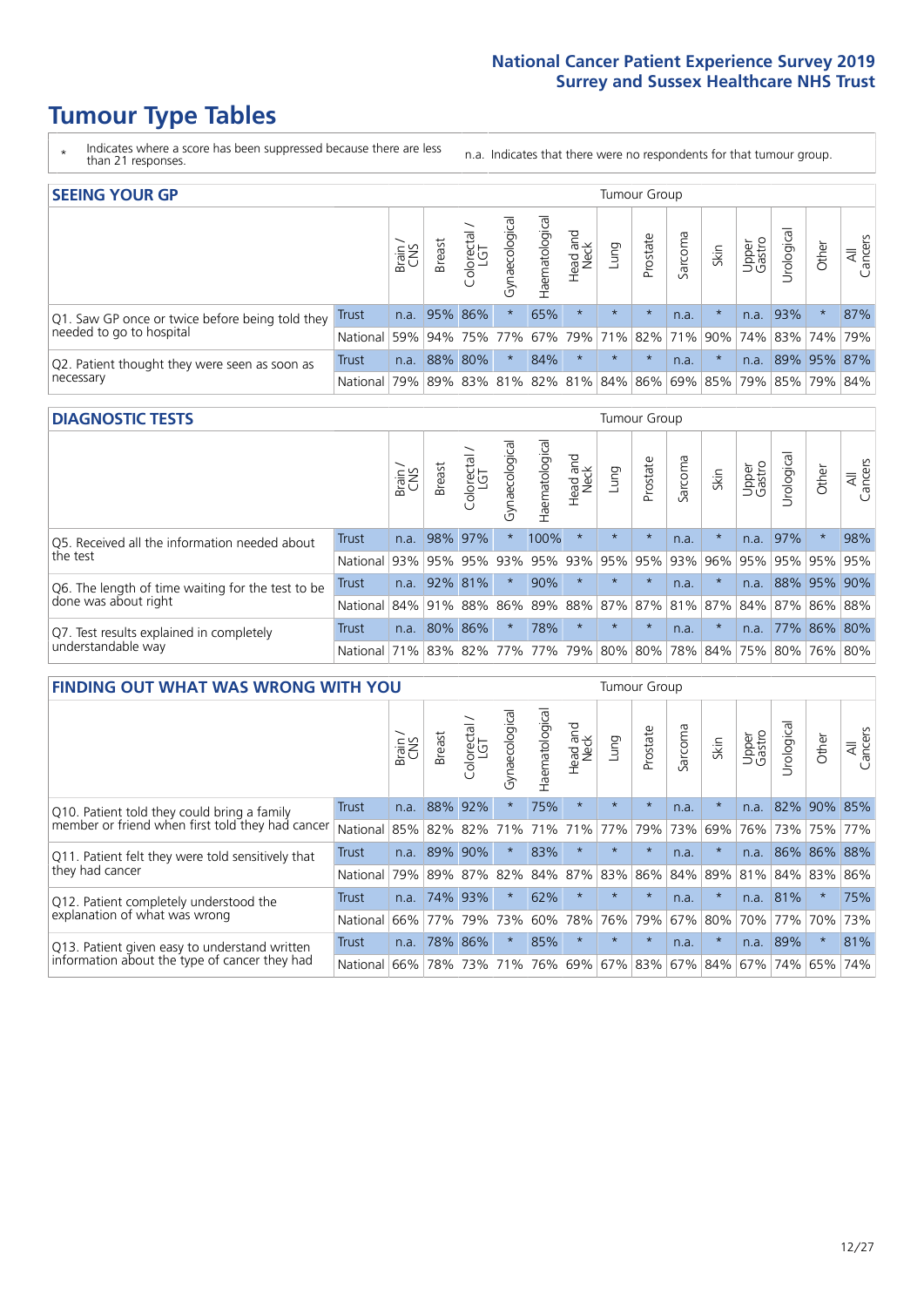# Tumour Type Tables

\* Indicates where a score has been suppressed because there are less than 21 responses.

n.a. Indicates that there were no respondents for that tumour group.

## SEEING YOUR GP

| | | Brain / CNS | Breast | Colorectal / LGT | Gynaecological | Haematological | Head and Neck | Lung | Prostate | Sarcoma | Skin | Upper Gastro | Urological | Other | All Cancers |
|---|---|---|---|---|---|---|---|---|---|---|---|---|---|---|---|
| Q1. Saw GP once or twice before being told they needed to go to hospital | Trust | n.a. | 95% | 86% | * | 65% | * | * | * | n.a. | * | n.a. | 93% | * | 87% |
| | National | 59% | 94% | 75% | 77% | 67% | 79% | 71% | 82% | 71% | 90% | 74% | 83% | 74% | 79% |
| Q2. Patient thought they were seen as soon as necessary | Trust | n.a. | 88% | 80% | * | 84% | * | * | * | n.a. | * | n.a. | 89% | 95% | 87% |
| | National | 79% | 89% | 83% | 81% | 82% | 81% | 84% | 86% | 69% | 85% | 79% | 85% | 79% | 84% |

## DIAGNOSTIC TESTS

| | | Brain / CNS | Breast | Colorectal / LGT | Gynaecological | Haematological | Head and Neck | Lung | Prostate | Sarcoma | Skin | Upper Gastro | Urological | Other | All Cancers |
|---|---|---|---|---|---|---|---|---|---|---|---|---|---|---|---|
| Q5. Received all the information needed about the test | Trust | n.a. | 98% | 97% | * | 100% | * | * | * | n.a. | * | n.a. | 97% | * | 98% |
| | National | 93% | 95% | 95% | 93% | 95% | 93% | 95% | 95% | 93% | 96% | 95% | 95% | 95% | 95% |
| Q6. The length of time waiting for the test to be done was about right | Trust | n.a. | 92% | 81% | * | 90% | * | * | * | n.a. | * | n.a. | 88% | 95% | 90% |
| | National | 84% | 91% | 88% | 86% | 89% | 88% | 87% | 87% | 81% | 87% | 84% | 87% | 86% | 88% |
| Q7. Test results explained in completely understandable way | Trust | n.a. | 80% | 86% | * | 78% | * | * | * | n.a. | * | n.a. | 77% | 86% | 80% |
| | National | 71% | 83% | 82% | 77% | 77% | 79% | 80% | 80% | 78% | 84% | 75% | 80% | 76% | 80% |

## FINDING OUT WHAT WAS WRONG WITH YOU

| | | Brain / CNS | Breast | Colorectal / LGT | Gynaecological | Haematological | Head and Neck | Lung | Prostate | Sarcoma | Skin | Upper Gastro | Urological | Other | All Cancers |
|---|---|---|---|---|---|---|---|---|---|---|---|---|---|---|---|
| Q10. Patient told they could bring a family member or friend when first told they had cancer | Trust | n.a. | 88% | 92% | * | 75% | * | * | * | n.a. | * | n.a. | 82% | 90% | 85% |
| | National | 85% | 82% | 82% | 71% | 71% | 71% | 77% | 79% | 73% | 69% | 76% | 73% | 75% | 77% |
| Q11. Patient felt they were told sensitively that they had cancer | Trust | n.a. | 89% | 90% | * | 83% | * | * | * | n.a. | * | n.a. | 86% | 86% | 88% |
| | National | 79% | 89% | 87% | 82% | 84% | 87% | 83% | 86% | 84% | 89% | 81% | 84% | 83% | 86% |
| Q12. Patient completely understood the explanation of what was wrong | Trust | n.a. | 74% | 93% | * | 62% | * | * | * | n.a. | * | n.a. | 81% | * | 75% |
| | National | 66% | 77% | 79% | 73% | 60% | 78% | 76% | 79% | 67% | 80% | 70% | 77% | 70% | 73% |
| Q13. Patient given easy to understand written information about the type of cancer they had | Trust | n.a. | 78% | 86% | * | 85% | * | * | * | n.a. | * | n.a. | 89% | * | 81% |
| | National | 66% | 78% | 73% | 71% | 76% | 69% | 67% | 83% | 67% | 84% | 67% | 74% | 65% | 74% |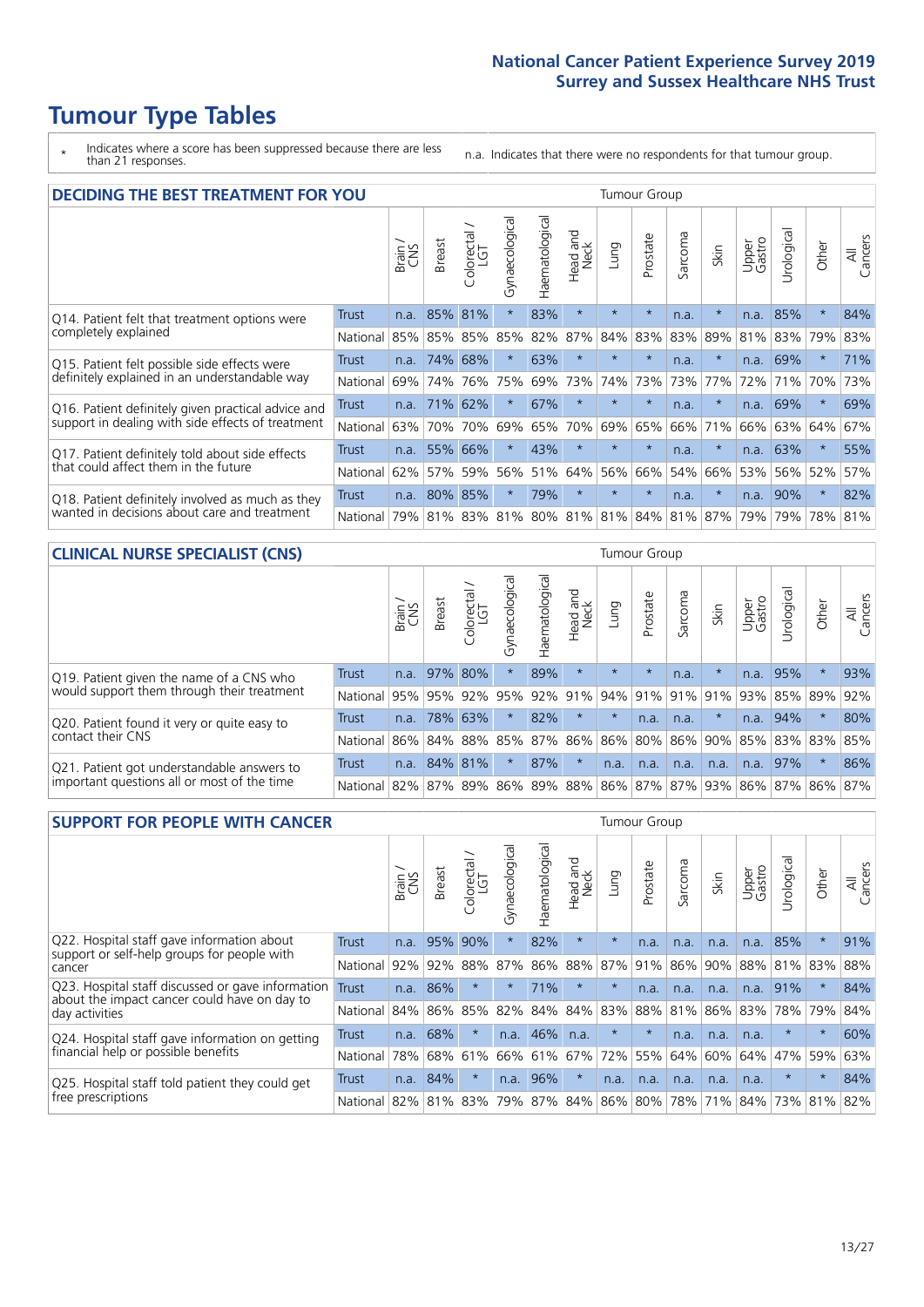# Tumour Type Tables

\* Indicates where a score has been suppressed because there are less than 21 responses.

n.a. Indicates that there were no respondents for that tumour group.

## DECIDING THE BEST TREATMENT FOR YOU

| | | Brain / CNS | Breast | Colorectal / LGT | Gynaecological | Haematological | Head and Neck | Lung | Prostate | Sarcoma | Skin | Upper Gastro | Urological | Other | All Cancers |
|---|---|---|---|---|---|---|---|---|---|---|---|---|---|---|---|
| Q14. Patient felt that treatment options were completely explained | Trust | n.a. | 85% | 81% | * | 83% | * | * | * | n.a. | * | n.a. | 85% | * | 84% |
| | National | 85% | 85% | 85% | 85% | 82% | 87% | 84% | 83% | 83% | 89% | 81% | 83% | 79% | 83% |
| Q15. Patient felt possible side effects were definitely explained in an understandable way | Trust | n.a. | 74% | 68% | * | 63% | * | * | * | n.a. | * | n.a. | 69% | * | 71% |
| | National | 69% | 74% | 76% | 75% | 69% | 73% | 74% | 73% | 73% | 77% | 72% | 71% | 70% | 73% |
| Q16. Patient definitely given practical advice and support in dealing with side effects of treatment | Trust | n.a. | 71% | 62% | * | 67% | * | * | * | n.a. | * | n.a. | 69% | * | 69% |
| | National | 63% | 70% | 70% | 69% | 65% | 70% | 69% | 65% | 66% | 71% | 66% | 63% | 64% | 67% |
| Q17. Patient definitely told about side effects that could affect them in the future | Trust | n.a. | 55% | 66% | * | 43% | * | * | * | n.a. | * | n.a. | 63% | * | 55% |
| | National | 62% | 57% | 59% | 56% | 51% | 64% | 56% | 66% | 54% | 66% | 53% | 56% | 52% | 57% |
| Q18. Patient definitely involved as much as they wanted in decisions about care and treatment | Trust | n.a. | 80% | 85% | * | 79% | * | * | * | n.a. | * | n.a. | 90% | * | 82% |
| | National | 79% | 81% | 83% | 81% | 80% | 81% | 81% | 84% | 81% | 87% | 79% | 79% | 78% | 81% |

## CLINICAL NURSE SPECIALIST (CNS)

| | | Brain / CNS | Breast | Colorectal / LGT | Gynaecological | Haematological | Head and Neck | Lung | Prostate | Sarcoma | Skin | Upper Gastro | Urological | Other | All Cancers |
|---|---|---|---|---|---|---|---|---|---|---|---|---|---|---|---|
| Q19. Patient given the name of a CNS who would support them through their treatment | Trust | n.a. | 97% | 80% | * | 89% | * | * | * | n.a. | * | n.a. | 95% | * | 93% |
| | National | 95% | 95% | 92% | 95% | 92% | 91% | 94% | 91% | 91% | 91% | 93% | 85% | 89% | 92% |
| Q20. Patient found it very or quite easy to contact their CNS | Trust | n.a. | 78% | 63% | * | 82% | * | * | n.a. | n.a. | * | n.a. | 94% | * | 80% |
| | National | 86% | 84% | 88% | 85% | 87% | 86% | 86% | 80% | 86% | 90% | 85% | 83% | 83% | 85% |
| Q21. Patient got understandable answers to important questions all or most of the time | Trust | n.a. | 84% | 81% | * | 87% | * | n.a. | n.a. | n.a. | n.a. | n.a. | 97% | * | 86% |
| | National | 82% | 87% | 89% | 86% | 89% | 88% | 86% | 87% | 87% | 93% | 86% | 87% | 86% | 87% |

## SUPPORT FOR PEOPLE WITH CANCER

| | | Brain / CNS | Breast | Colorectal / LGT | Gynaecological | Haematological | Head and Neck | Lung | Prostate | Sarcoma | Skin | Upper Gastro | Urological | Other | All Cancers |
|---|---|---|---|---|---|---|---|---|---|---|---|---|---|---|---|
| Q22. Hospital staff gave information about support or self-help groups for people with cancer | Trust | n.a. | 95% | 90% | * | 82% | * | * | n.a. | n.a. | n.a. | n.a. | 85% | * | 91% |
| | National | 92% | 92% | 88% | 87% | 86% | 88% | 87% | 91% | 86% | 90% | 88% | 81% | 83% | 88% |
| Q23. Hospital staff discussed or gave information about the impact cancer could have on day to day activities | Trust | n.a. | 86% | * | * | 71% | * | * | n.a. | n.a. | n.a. | n.a. | 91% | * | 84% |
| | National | 84% | 86% | 85% | 82% | 84% | 84% | 83% | 88% | 81% | 86% | 83% | 78% | 79% | 84% |
| Q24. Hospital staff gave information on getting financial help or possible benefits | Trust | n.a. | 68% | * | n.a. | 46% | n.a. | * | * | n.a. | n.a. | n.a. | * | * | 60% |
| | National | 78% | 68% | 61% | 66% | 61% | 67% | 72% | 55% | 64% | 60% | 64% | 47% | 59% | 63% |
| Q25. Hospital staff told patient they could get free prescriptions | Trust | n.a. | 84% | * | n.a. | 96% | * | n.a. | n.a. | n.a. | n.a. | n.a. | * | * | 84% |
| | National | 82% | 81% | 83% | 79% | 87% | 84% | 86% | 80% | 78% | 71% | 84% | 73% | 81% | 82% |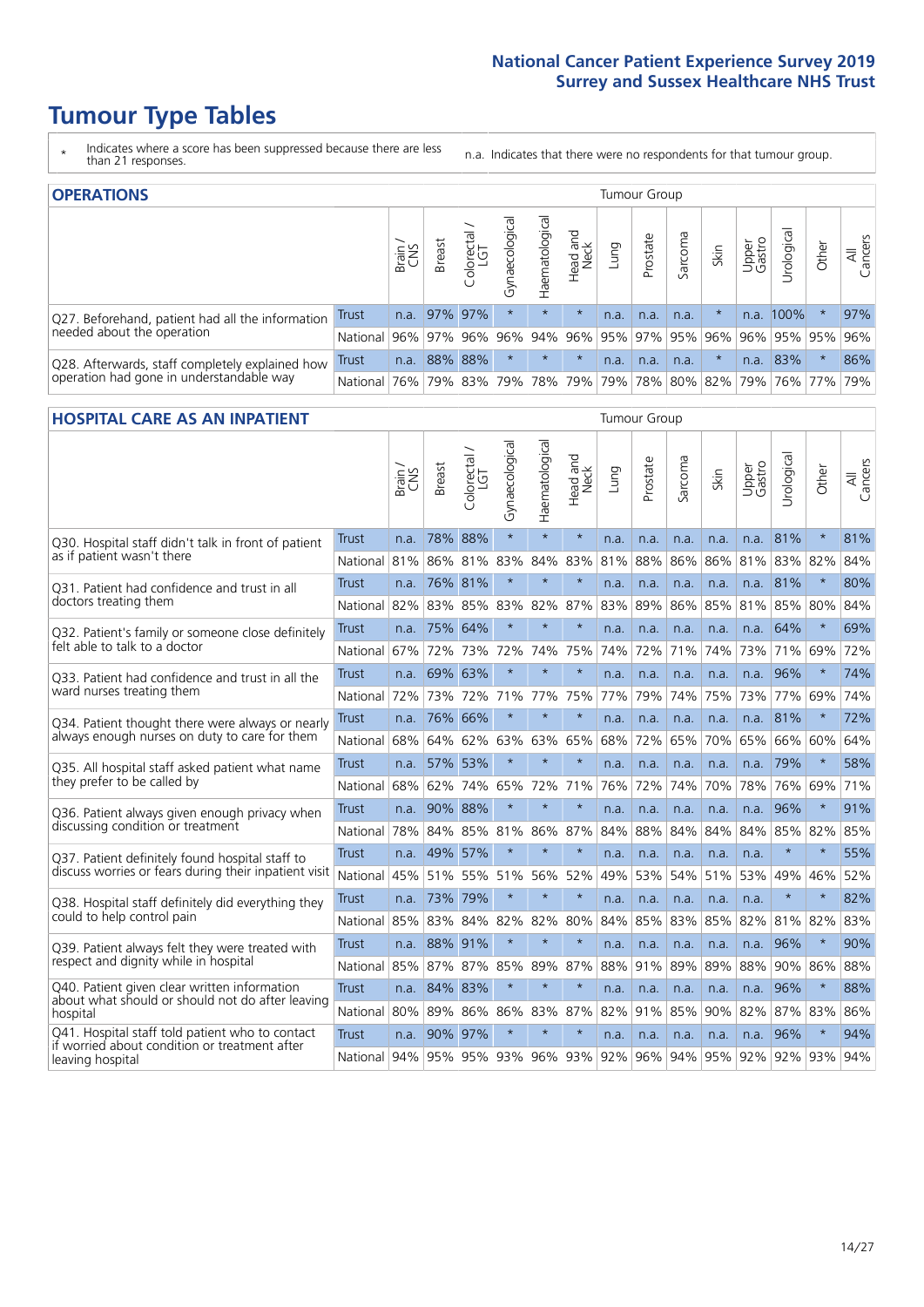# Tumour Type Tables

\* Indicates where a score has been suppressed because there are less than 21 responses.

n.a. Indicates that there were no respondents for that tumour group.

## OPERATIONS

| | | Brain / CNS | Breast | Colorectal / LGT | Gynaecological | Haematological | Head and Neck | Lung | Prostate | Sarcoma | Skin | Upper Gastro | Urological | Other | All Cancers |
|---|---|---|---|---|---|---|---|---|---|---|---|---|---|---|---|
| Q27. Beforehand, patient had all the information needed about the operation | Trust | n.a. | 97% | 97% | * | * | * | n.a. | n.a. | n.a. | * | n.a. | 100% | * | 97% |
| | National | 96% | 97% | 96% | 96% | 94% | 96% | 95% | 97% | 95% | 96% | 96% | 95% | 95% | 96% |
| Q28. Afterwards, staff completely explained how operation had gone in understandable way | Trust | n.a. | 88% | 88% | * | * | * | n.a. | n.a. | n.a. | * | n.a. | 83% | * | 86% |
| | National | 76% | 79% | 83% | 79% | 78% | 79% | 79% | 78% | 80% | 82% | 79% | 76% | 77% | 79% |

## HOSPITAL CARE AS AN INPATIENT

| | | Brain / CNS | Breast | Colorectal / LGT | Gynaecological | Haematological | Head and Neck | Lung | Prostate | Sarcoma | Skin | Upper Gastro | Urological | Other | All Cancers |
|---|---|---|---|---|---|---|---|---|---|---|---|---|---|---|---|
| Q30. Hospital staff didn't talk in front of patient as if patient wasn't there | Trust | n.a. | 78% | 88% | * | * | * | n.a. | n.a. | n.a. | n.a. | n.a. | 81% | * | 81% |
| | National | 81% | 86% | 81% | 83% | 84% | 83% | 81% | 88% | 86% | 86% | 81% | 83% | 82% | 84% |
| Q31. Patient had confidence and trust in all doctors treating them | Trust | n.a. | 76% | 81% | * | * | * | n.a. | n.a. | n.a. | n.a. | n.a. | 81% | * | 80% |
| | National | 82% | 83% | 85% | 83% | 82% | 87% | 83% | 89% | 86% | 85% | 81% | 85% | 80% | 84% |
| Q32. Patient's family or someone close definitely felt able to talk to a doctor | Trust | n.a. | 75% | 64% | * | * | * | n.a. | n.a. | n.a. | n.a. | n.a. | 64% | * | 69% |
| | National | 67% | 72% | 73% | 72% | 74% | 75% | 74% | 72% | 71% | 74% | 73% | 71% | 69% | 72% |
| Q33. Patient had confidence and trust in all the ward nurses treating them | Trust | n.a. | 69% | 63% | * | * | * | n.a. | n.a. | n.a. | n.a. | n.a. | 96% | * | 74% |
| | National | 72% | 73% | 72% | 71% | 77% | 75% | 77% | 79% | 74% | 75% | 73% | 77% | 69% | 74% |
| Q34. Patient thought there were always or nearly always enough nurses on duty to care for them | Trust | n.a. | 76% | 66% | * | * | * | n.a. | n.a. | n.a. | n.a. | n.a. | 81% | * | 72% |
| | National | 68% | 64% | 62% | 63% | 63% | 65% | 68% | 72% | 65% | 70% | 65% | 66% | 60% | 64% |
| Q35. All hospital staff asked patient what name they prefer to be called by | Trust | n.a. | 57% | 53% | * | * | * | n.a. | n.a. | n.a. | n.a. | n.a. | 79% | * | 58% |
| | National | 68% | 62% | 74% | 65% | 72% | 71% | 76% | 72% | 74% | 70% | 78% | 76% | 69% | 71% |
| Q36. Patient always given enough privacy when discussing condition or treatment | Trust | n.a. | 90% | 88% | * | * | * | n.a. | n.a. | n.a. | n.a. | n.a. | 96% | * | 91% |
| | National | 78% | 84% | 85% | 81% | 86% | 87% | 84% | 88% | 84% | 84% | 84% | 85% | 82% | 85% |
| Q37. Patient definitely found hospital staff to discuss worries or fears during their inpatient visit | Trust | n.a. | 49% | 57% | * | * | * | n.a. | n.a. | n.a. | n.a. | n.a. | * | * | 55% |
| | National | 45% | 51% | 55% | 51% | 56% | 52% | 49% | 53% | 54% | 51% | 53% | 49% | 46% | 52% |
| Q38. Hospital staff definitely did everything they could to help control pain | Trust | n.a. | 73% | 79% | * | * | * | n.a. | n.a. | n.a. | n.a. | n.a. | * | * | 82% |
| | National | 85% | 83% | 84% | 82% | 82% | 80% | 84% | 85% | 83% | 85% | 82% | 81% | 82% | 83% |
| Q39. Patient always felt they were treated with respect and dignity while in hospital | Trust | n.a. | 88% | 91% | * | * | * | n.a. | n.a. | n.a. | n.a. | n.a. | 96% | * | 90% |
| | National | 85% | 87% | 87% | 85% | 89% | 87% | 88% | 91% | 89% | 89% | 88% | 90% | 86% | 88% |
| Q40. Patient given clear written information about what should or should not do after leaving hospital | Trust | n.a. | 84% | 83% | * | * | * | n.a. | n.a. | n.a. | n.a. | n.a. | 96% | * | 88% |
| | National | 80% | 89% | 86% | 86% | 83% | 87% | 82% | 91% | 85% | 90% | 82% | 87% | 83% | 86% |
| Q41. Hospital staff told patient who to contact if worried about condition or treatment after leaving hospital | Trust | n.a. | 90% | 97% | * | * | * | n.a. | n.a. | n.a. | n.a. | n.a. | 96% | * | 94% |
| | National | 94% | 95% | 95% | 93% | 96% | 93% | 92% | 96% | 94% | 95% | 92% | 92% | 93% | 94% |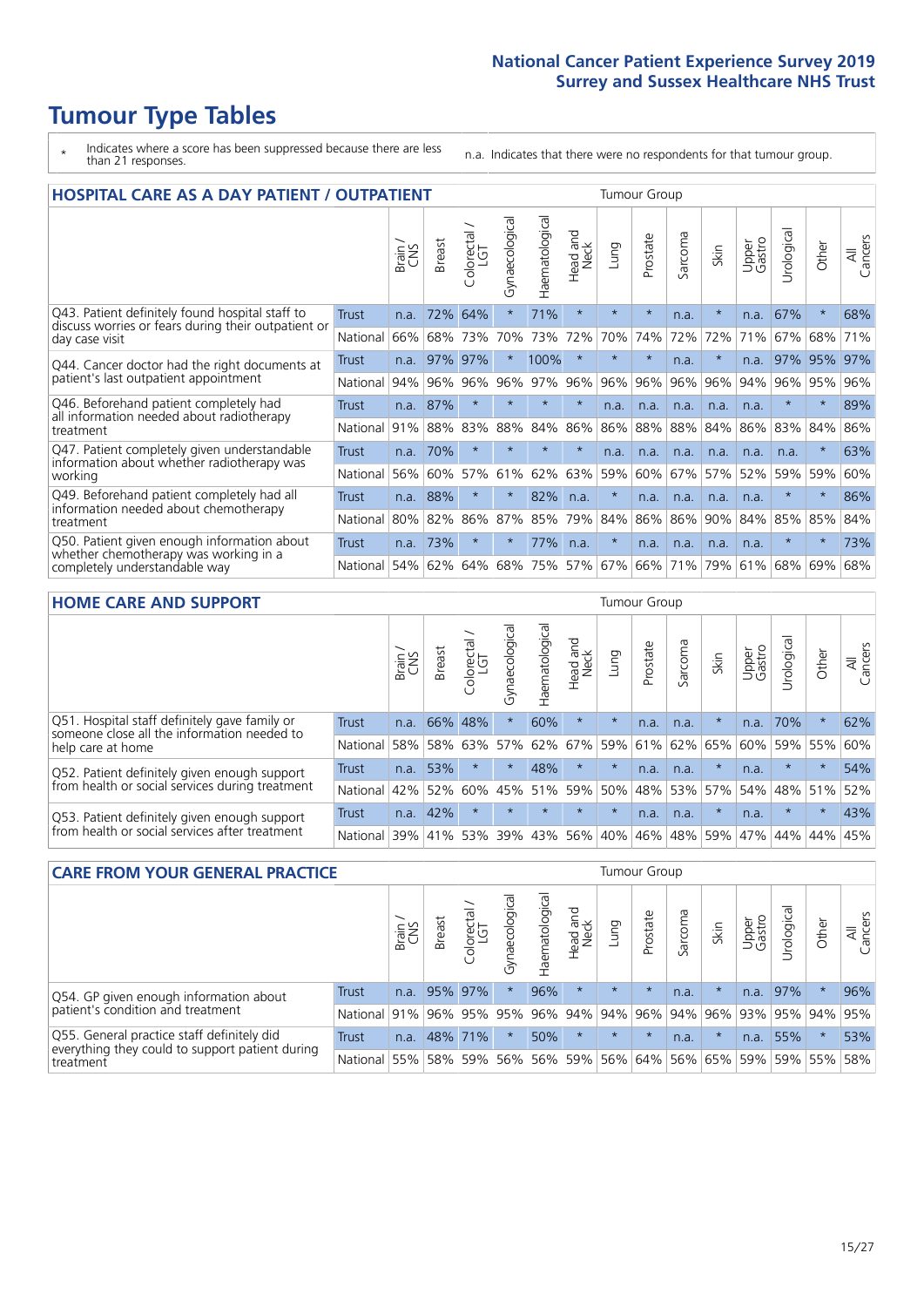# Tumour Type Tables

\* Indicates where a score has been suppressed because there are less than 21 responses.

n.a. Indicates that there were no respondents for that tumour group.

## HOSPITAL CARE AS A DAY PATIENT / OUTPATIENT

| | | Brain / CNS | Breast | Colorectal / LGT | Gynaecological | Haematological | Head and Neck | Lung | Prostate | Sarcoma | Skin | Upper Gastro | Urological | Other | All Cancers |
|---|---|---|---|---|---|---|---|---|---|---|---|---|---|---|---|
| Q43. Patient definitely found hospital staff to discuss worries or fears during their outpatient or day case visit | Trust | n.a. | 72% | 64% | * | 71% | * | * | * | n.a. | * | n.a. | 67% | * | 68% |
| | National | 66% | 68% | 73% | 70% | 73% | 72% | 70% | 74% | 72% | 72% | 71% | 67% | 68% | 71% |
| Q44. Cancer doctor had the right documents at patient's last outpatient appointment | Trust | n.a. | 97% | 97% | * | 100% | * | * | * | n.a. | * | n.a. | 97% | 95% | 97% |
| | National | 94% | 96% | 96% | 96% | 97% | 96% | 96% | 96% | 96% | 96% | 94% | 96% | 95% | 96% |
| Q46. Beforehand patient completely had all information needed about radiotherapy treatment | Trust | n.a. | 87% | * | * | * | * | n.a. | n.a. | n.a. | n.a. | n.a. | * | * | 89% |
| | National | 91% | 88% | 83% | 88% | 84% | 86% | 86% | 88% | 88% | 84% | 86% | 83% | 84% | 86% |
| Q47. Patient completely given understandable information about whether radiotherapy was working | Trust | n.a. | 70% | * | * | * | * | n.a. | n.a. | n.a. | n.a. | n.a. | n.a. | * | 63% |
| | National | 56% | 60% | 57% | 61% | 62% | 63% | 59% | 60% | 67% | 57% | 52% | 59% | 59% | 60% |
| Q49. Beforehand patient completely had all information needed about chemotherapy treatment | Trust | n.a. | 88% | * | * | 82% | n.a. | * | n.a. | n.a. | n.a. | n.a. | * | * | 86% |
| | National | 80% | 82% | 86% | 87% | 85% | 79% | 84% | 86% | 86% | 90% | 84% | 85% | 85% | 84% |
| Q50. Patient given enough information about whether chemotherapy was working in a completely understandable way | Trust | n.a. | 73% | * | * | 77% | n.a. | * | n.a. | n.a. | n.a. | n.a. | * | * | 73% |
| | National | 54% | 62% | 64% | 68% | 75% | 57% | 67% | 66% | 71% | 79% | 61% | 68% | 69% | 68% |

## HOME CARE AND SUPPORT

| | | Brain / CNS | Breast | Colorectal / LGT | Gynaecological | Haematological | Head and Neck | Lung | Prostate | Sarcoma | Skin | Upper Gastro | Urological | Other | All Cancers |
|---|---|---|---|---|---|---|---|---|---|---|---|---|---|---|---|
| Q51. Hospital staff definitely gave family or someone close all the information needed to help care at home | Trust | n.a. | 66% | 48% | * | 60% | * | * | n.a. | n.a. | * | n.a. | 70% | * | 62% |
| | National | 58% | 58% | 63% | 57% | 62% | 67% | 59% | 61% | 62% | 65% | 60% | 59% | 55% | 60% |
| Q52. Patient definitely given enough support from health or social services during treatment | Trust | n.a. | 53% | * | * | 48% | * | * | n.a. | n.a. | * | n.a. | * | * | 54% |
| | National | 42% | 52% | 60% | 45% | 51% | 59% | 50% | 48% | 53% | 57% | 54% | 48% | 51% | 52% |
| Q53. Patient definitely given enough support from health or social services after treatment | Trust | n.a. | 42% | * | * | * | * | * | n.a. | n.a. | * | n.a. | * | * | 43% |
| | National | 39% | 41% | 53% | 39% | 43% | 56% | 40% | 46% | 48% | 59% | 47% | 44% | 44% | 45% |

## CARE FROM YOUR GENERAL PRACTICE

| | | Brain / CNS | Breast | Colorectal / LGT | Gynaecological | Haematological | Head and Neck | Lung | Prostate | Sarcoma | Skin | Upper Gastro | Urological | Other | All Cancers |
|---|---|---|---|---|---|---|---|---|---|---|---|---|---|---|---|
| Q54. GP given enough information about patient's condition and treatment | Trust | n.a. | 95% | 97% | * | 96% | * | * | * | n.a. | * | n.a. | 97% | * | 96% |
| | National | 91% | 96% | 95% | 95% | 96% | 94% | 94% | 96% | 94% | 96% | 93% | 95% | 94% | 95% |
| Q55. General practice staff definitely did everything they could to support patient during treatment | Trust | n.a. | 48% | 71% | * | 50% | * | * | * | n.a. | * | n.a. | 55% | * | 53% |
| | National | 55% | 58% | 59% | 56% | 56% | 59% | 56% | 64% | 56% | 65% | 59% | 59% | 55% | 58% |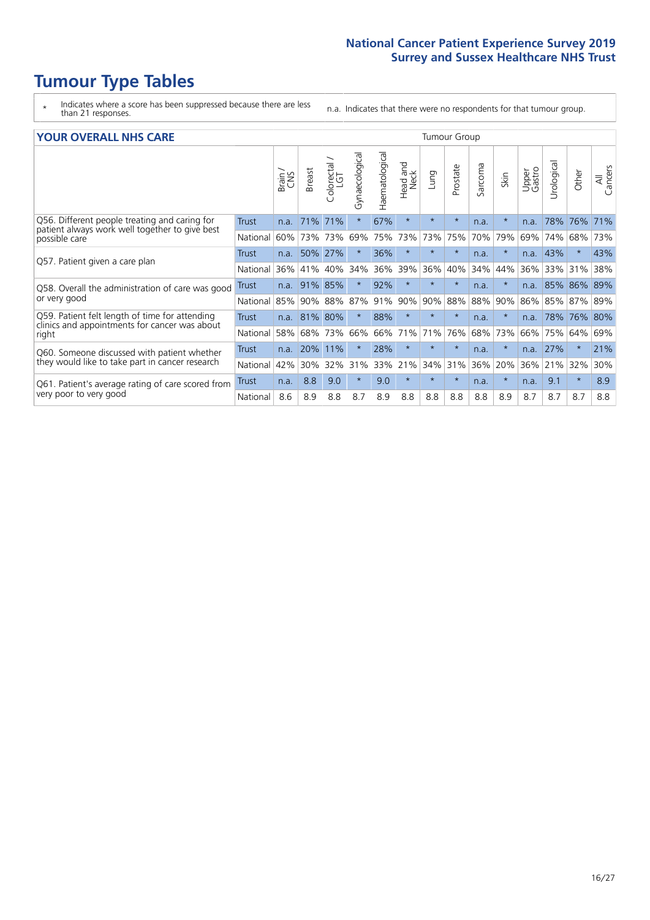# Tumour Type Tables

\* Indicates where a score has been suppressed because there are less than 21 responses.

n.a. Indicates that there were no respondents for that tumour group.

## YOUR OVERALL NHS CARE

| | | Brain / CNS | Breast | Colorectal / LGT | Gynaecological | Haematological | Head and Neck | Lung | Prostate | Sarcoma | Skin | Upper Gastro | Urological | Other | All Cancers |
|---|---|---|---|---|---|---|---|---|---|---|---|---|---|---|---|
| Q56. Different people treating and caring for patient always work well together to give best possible care | Trust | n.a. | 71% | 71% | * | 67% | * | * | * | n.a. | * | n.a. | 78% | 76% | 71% |
| | National | 60% | 73% | 73% | 69% | 75% | 73% | 73% | 75% | 70% | 79% | 69% | 74% | 68% | 73% |
| Q57. Patient given a care plan | Trust | n.a. | 50% | 27% | * | 36% | * | * | * | n.a. | * | n.a. | 43% | * | 43% |
| | National | 36% | 41% | 40% | 34% | 36% | 39% | 36% | 40% | 34% | 44% | 36% | 33% | 31% | 38% |
| Q58. Overall the administration of care was good or very good | Trust | n.a. | 91% | 85% | * | 92% | * | * | * | n.a. | * | n.a. | 85% | 86% | 89% |
| | National | 85% | 90% | 88% | 87% | 91% | 90% | 90% | 88% | 88% | 90% | 86% | 85% | 87% | 89% |
| Q59. Patient felt length of time for attending clinics and appointments for cancer was about right | Trust | n.a. | 81% | 80% | * | 88% | * | * | * | n.a. | * | n.a. | 78% | 76% | 80% |
| | National | 58% | 68% | 73% | 66% | 66% | 71% | 71% | 76% | 68% | 73% | 66% | 75% | 64% | 69% |
| Q60. Someone discussed with patient whether they would like to take part in cancer research | Trust | n.a. | 20% | 11% | * | 28% | * | * | * | n.a. | * | n.a. | 27% | * | 21% |
| | National | 42% | 30% | 32% | 31% | 33% | 21% | 34% | 31% | 36% | 20% | 36% | 21% | 32% | 30% |
| Q61. Patient's average rating of care scored from very poor to very good | Trust | n.a. | 8.8 | 9.0 | * | 9.0 | * | * | * | n.a. | * | n.a. | 9.1 | * | 8.9 |
| | National | 8.6 | 8.9 | 8.8 | 8.7 | 8.9 | 8.8 | 8.8 | 8.8 | 8.8 | 8.9 | 8.7 | 8.7 | 8.7 | 8.8 |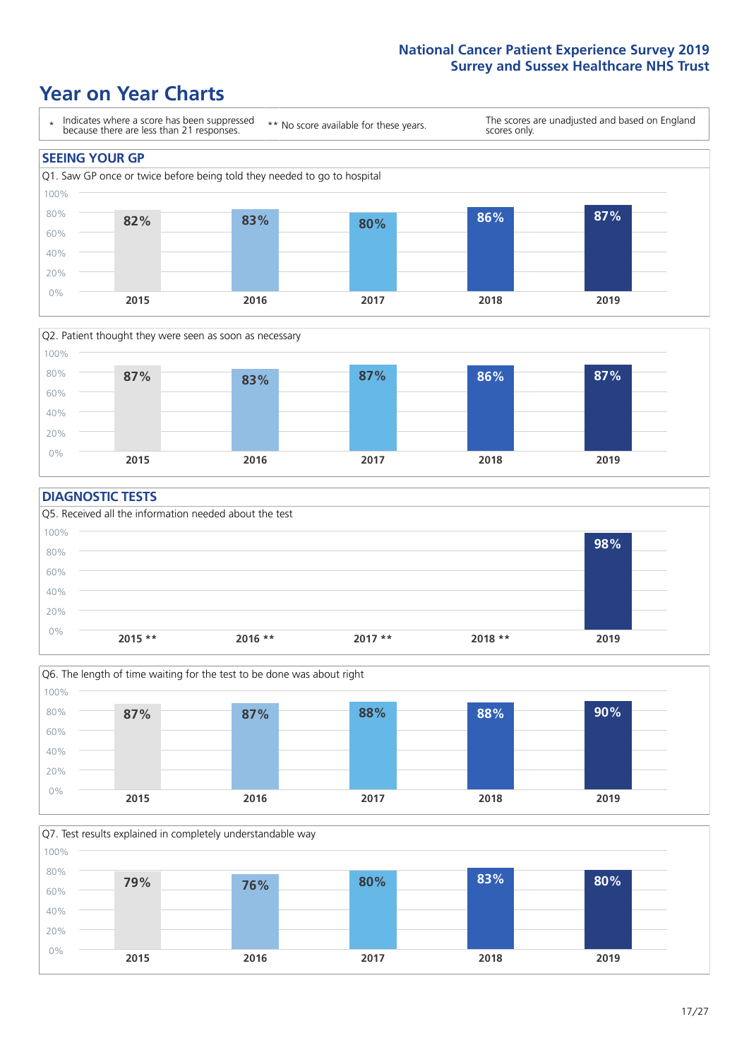# Year on Year Charts

\* Indicates where a score has been suppressed because there are less than 21 responses.

\*\* No score available for these years.

The scores are unadjusted and based on England scores only.

## SEEING YOUR GP

Q1. Saw GP once or twice before being told they needed to go to hospital

100%
80%
60%
40%
20%
0%

82% 83% 80% 86% 87%

2015 2016 2017 2018 2019

Q2. Patient thought they were seen as soon as necessary

100%
80%
60%
40%
20%
0%

87% 83% 87% 86% 87%

2015 2016 2017 2018 2019

## DIAGNOSTIC TESTS

Q5. Received all the information needed about the test

100%
80%
60%
40%
20%
0%

98%

2015 ** 2016 ** 2017 ** 2018 ** 2019

Q6. The length of time waiting for the test to be done was about right

100%
80%
60%
40%
20%
0%

87% 87% 88% 88% 90%

2015 2016 2017 2018 2019

Q7. Test results explained in completely understandable way

100%
80%
60%
40%
20%
0%

79% 76% 80% 83% 80%

2015 2016 2017 2018 2019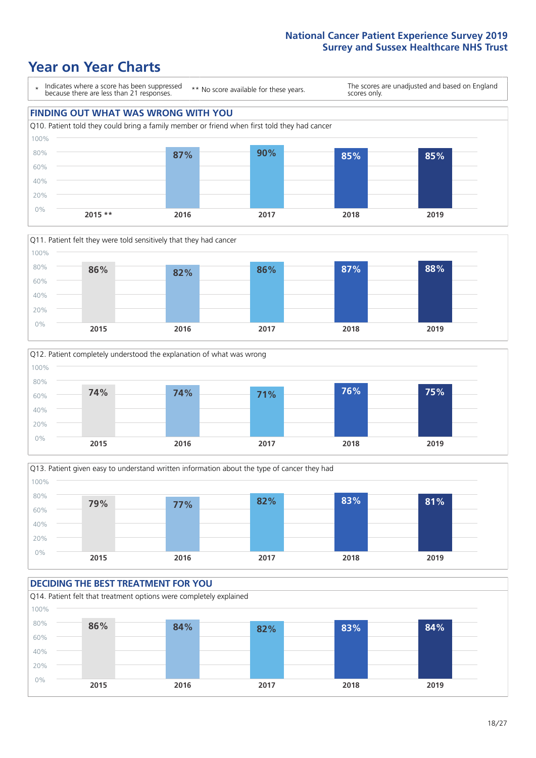## Year on Year Charts

\* Indicates where a score has been suppressed because there are less than 21 responses.

** No score available for these years.

The scores are unadjusted and based on England scores only.

### FINDING OUT WHAT WAS WRONG WITH YOU

Q10. Patient told they could bring a family member or friend when first told they had cancer

100%
80%
60%
40%
20%
0%

2015 ** | 2016: 87% | 2017: 90% | 2018: 85% | 2019: 85%

Q11. Patient felt they were told sensitively that they had cancer

100%
80%
60%
40%
20%
0%

2015: 86% | 2016: 82% | 2017: 86% | 2018: 87% | 2019: 88%

Q12. Patient completely understood the explanation of what was wrong

100%
80%
60%
40%
20%
0%

2015: 74% | 2016: 74% | 2017: 71% | 2018: 76% | 2019: 75%

Q13. Patient given easy to understand written information about the type of cancer they had

100%
80%
60%
40%
20%
0%

2015: 79% | 2016: 77% | 2017: 82% | 2018: 83% | 2019: 81%

### DECIDING THE BEST TREATMENT FOR YOU

Q14. Patient felt that treatment options were completely explained

100%
80%
60%
40%
20%
0%

2015: 86% | 2016: 84% | 2017: 82% | 2018: 83% | 2019: 84%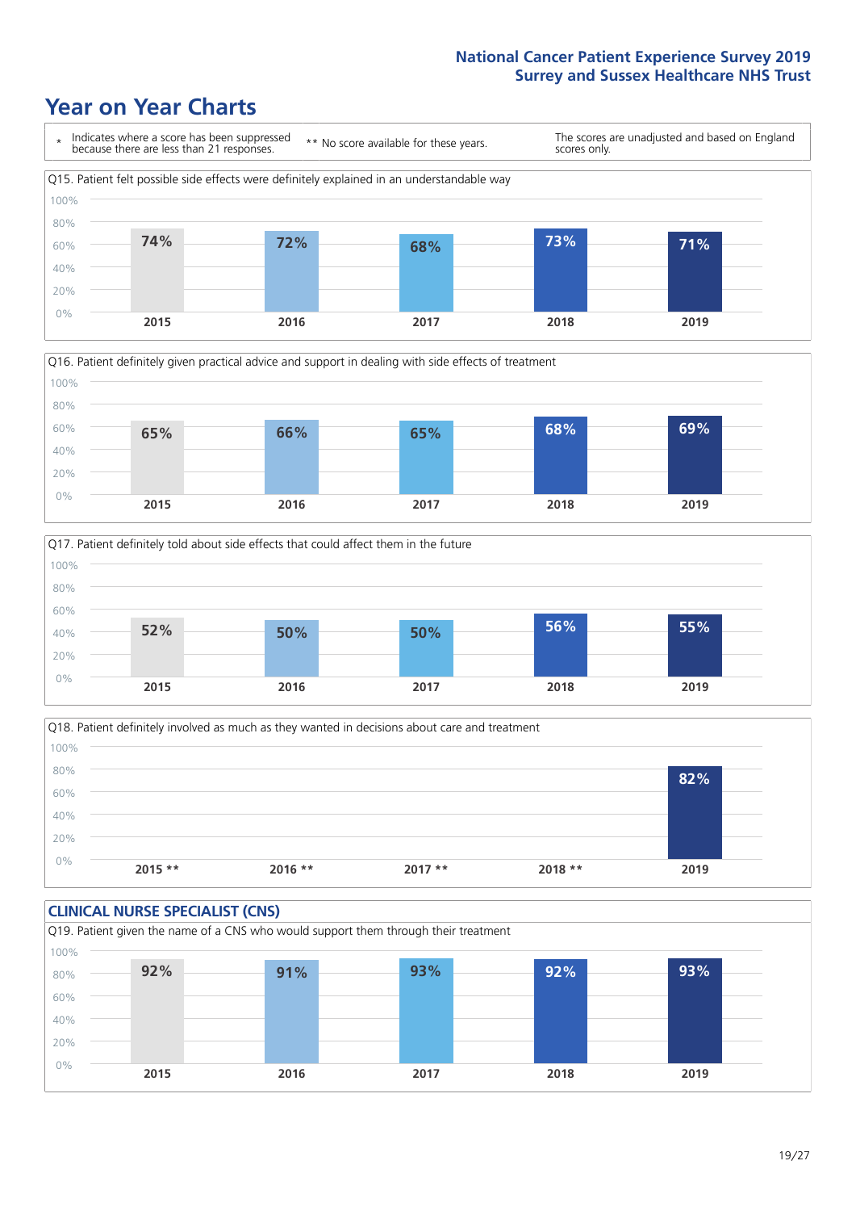# Year on Year Charts

\* Indicates where a score has been suppressed because there are less than 21 responses.

** No score available for these years.

The scores are unadjusted and based on England scores only.

Q15. Patient felt possible side effects were definitely explained in an understandable way

100%
80%
60%
40%
20%
0%

74% 72% 68% 73% 71%

2015 2016 2017 2018 2019

Q16. Patient definitely given practical advice and support in dealing with side effects of treatment

100%
80%
60%
40%
20%
0%

65% 66% 65% 68% 69%

2015 2016 2017 2018 2019

Q17. Patient definitely told about side effects that could affect them in the future

100%
80%
60%
40%
20%
0%

52% 50% 50% 56% 55%

2015 2016 2017 2018 2019

Q18. Patient definitely involved as much as they wanted in decisions about care and treatment

100%
80%
60%
40%
20%
0%

82%

2015 ** 2016 ** 2017 ** 2018 ** 2019

## CLINICAL NURSE SPECIALIST (CNS)

Q19. Patient given the name of a CNS who would support them through their treatment

100%
80%
60%
40%
20%
0%

92% 91% 93% 92% 93%

2015 2016 2017 2018 2019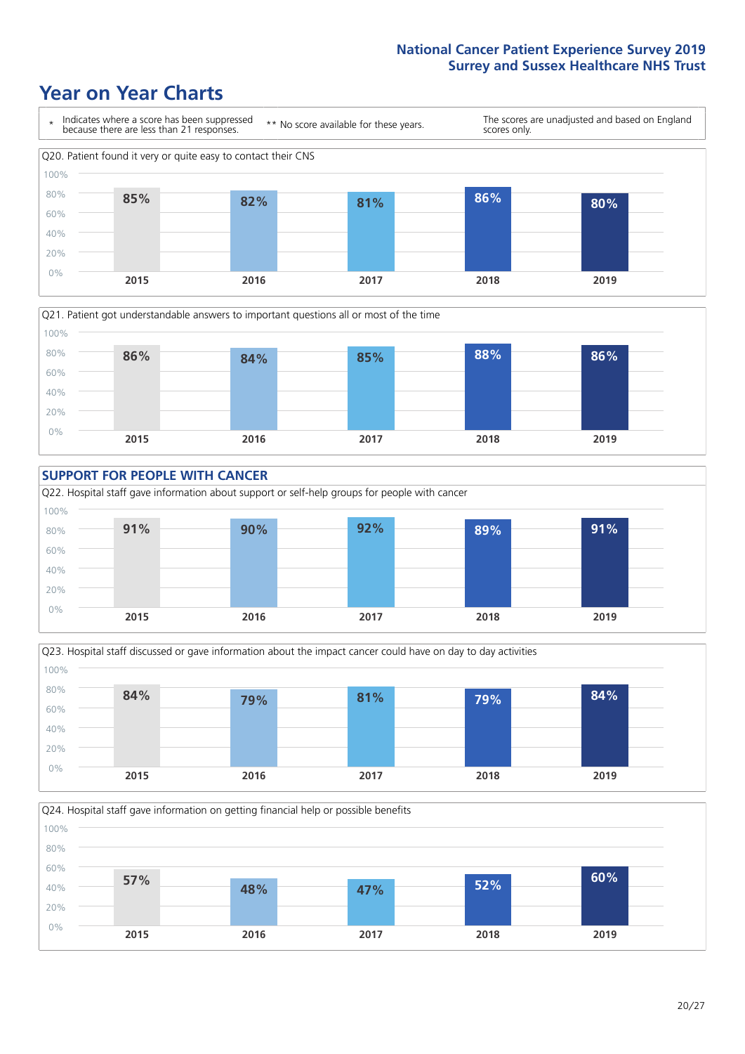# Year on Year Charts

\* Indicates where a score has been suppressed because there are less than 21 responses.

** No score available for these years.

The scores are unadjusted and based on England scores only.

Q20. Patient found it very or quite easy to contact their CNS

100%
80%
60%
40%
20%
0%

85% 2015
82% 2016
81% 2017
86% 2018
80% 2019

Q21. Patient got understandable answers to important questions all or most of the time

100%
80%
60%
40%
20%
0%

86% 2015
84% 2016
85% 2017
88% 2018
86% 2019

## SUPPORT FOR PEOPLE WITH CANCER

Q22. Hospital staff gave information about support or self-help groups for people with cancer

100%
80%
60%
40%
20%
0%

91% 2015
90% 2016
92% 2017
89% 2018
91% 2019

Q23. Hospital staff discussed or gave information about the impact cancer could have on day to day activities

100%
80%
60%
40%
20%
0%

84% 2015
79% 2016
81% 2017
79% 2018
84% 2019

Q24. Hospital staff gave information on getting financial help or possible benefits

100%
80%
60%
40%
20%
0%

57% 2015
48% 2016
47% 2017
52% 2018
60% 2019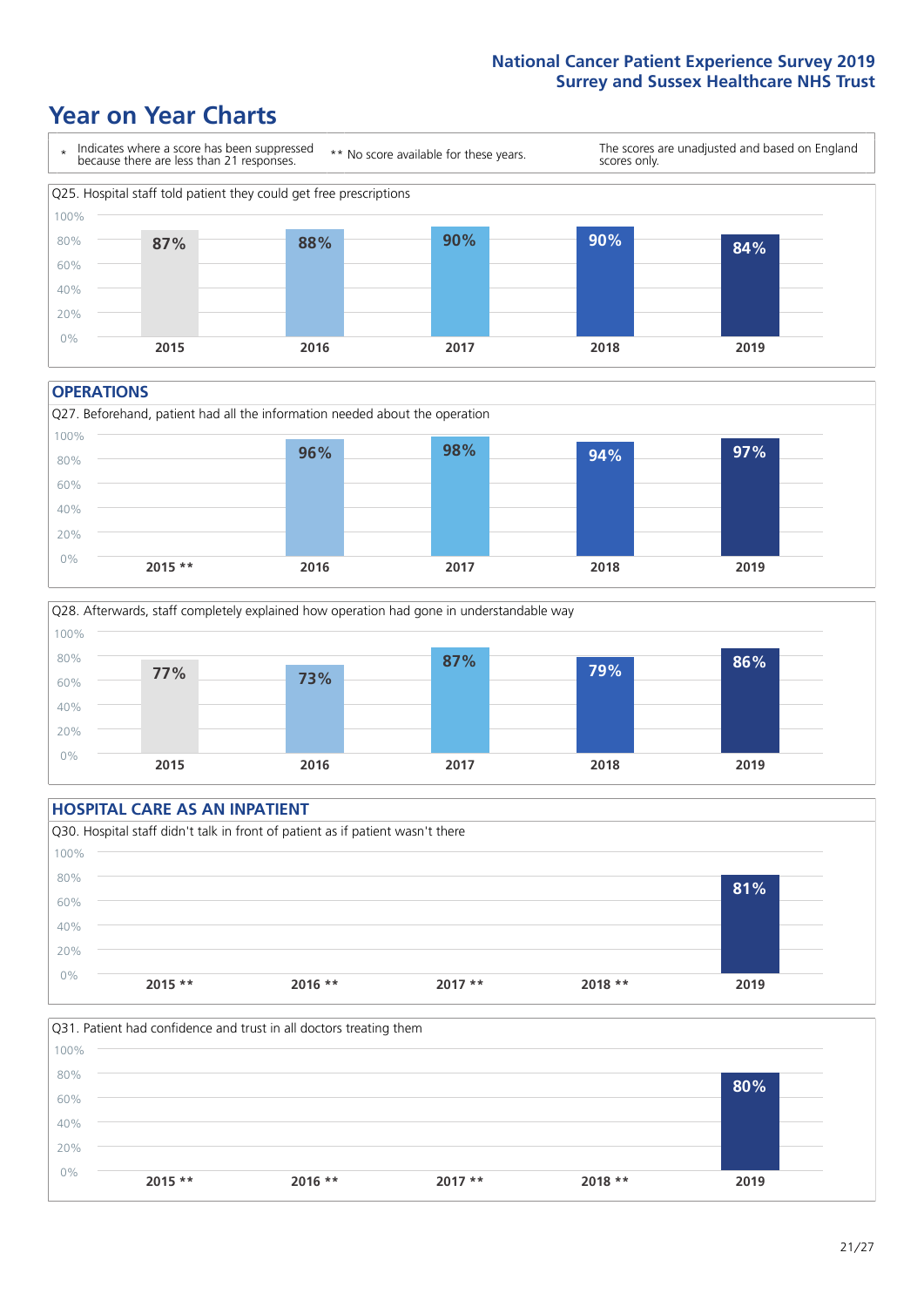# Year on Year Charts

\* Indicates where a score has been suppressed because there are less than 21 responses.

** No score available for these years.

The scores are unadjusted and based on England scores only.

Q25. Hospital staff told patient they could get free prescriptions

100%
80%
60%
40%
20%
0%

87% 2015
88% 2016
90% 2017
90% 2018
84% 2019

## OPERATIONS

Q27. Beforehand, patient had all the information needed about the operation

100%
80%
60%
40%
20%
0%

2015 **
96% 2016
98% 2017
94% 2018
97% 2019

Q28. Afterwards, staff completely explained how operation had gone in understandable way

100%
80%
60%
40%
20%
0%

77% 2015
73% 2016
87% 2017
79% 2018
86% 2019

## HOSPITAL CARE AS AN INPATIENT

Q30. Hospital staff didn't talk in front of patient as if patient wasn't there

100%
80%
60%
40%
20%
0%

2015 **
2016 **
2017 **
2018 **
81% 2019

Q31. Patient had confidence and trust in all doctors treating them

100%
80%
60%
40%
20%
0%

2015 **
2016 **
2017 **
2018 **
80% 2019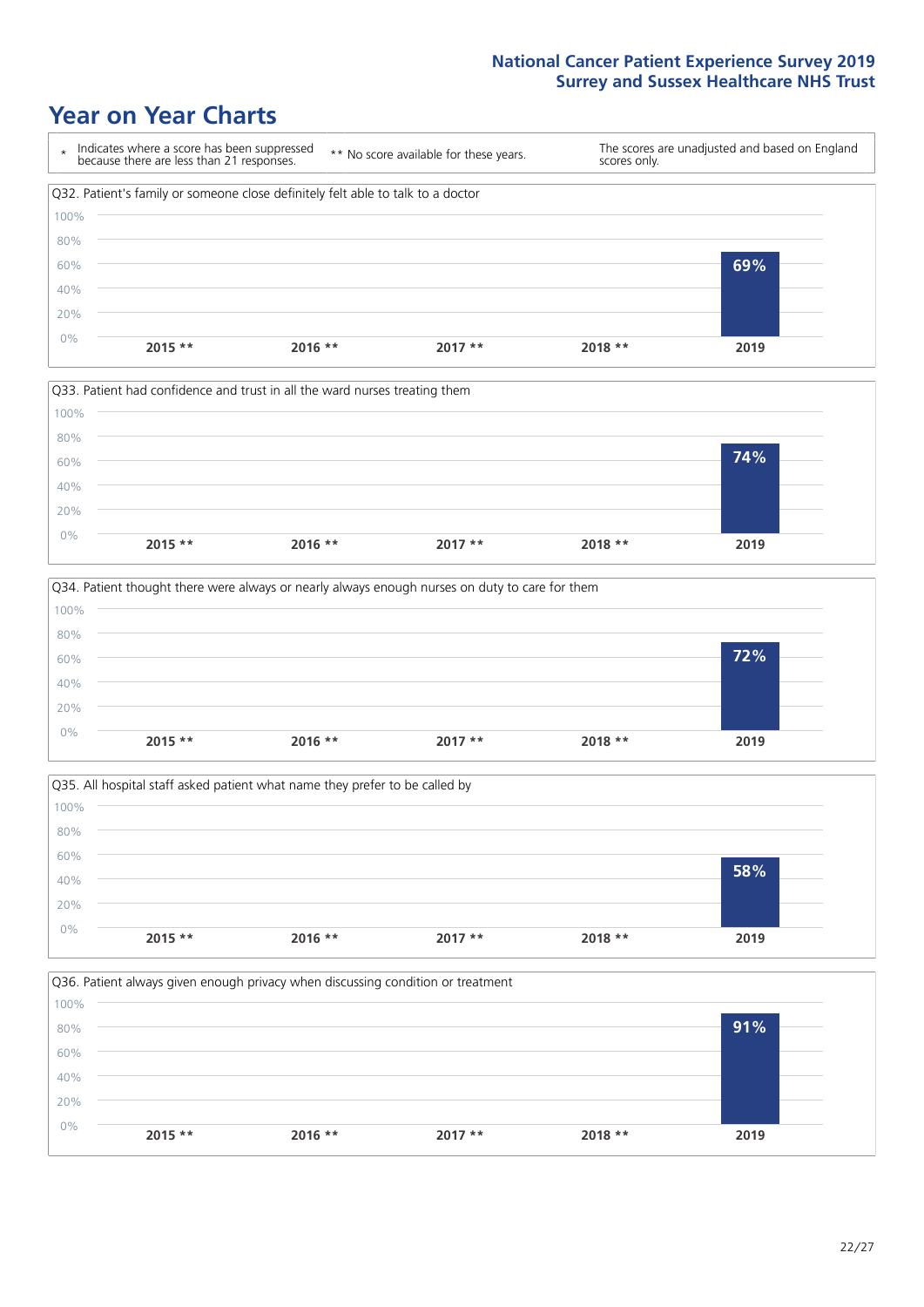# Year on Year Charts

\* Indicates where a score has been suppressed because there are less than 21 responses.

\*\* No score available for these years.

The scores are unadjusted and based on England scores only.

Q32. Patient's family or someone close definitely felt able to talk to a doctor

100%
80%
60%
40%
20%
0%

2015 ** | 2016 ** | 2017 ** | 2018 ** | 2019

69%

Q33. Patient had confidence and trust in all the ward nurses treating them

100%
80%
60%
40%
20%
0%

2015 ** | 2016 ** | 2017 ** | 2018 ** | 2019

74%

Q34. Patient thought there were always or nearly always enough nurses on duty to care for them

100%
80%
60%
40%
20%
0%

2015 ** | 2016 ** | 2017 ** | 2018 ** | 2019

72%

Q35. All hospital staff asked patient what name they prefer to be called by

100%
80%
60%
40%
20%
0%

2015 ** | 2016 ** | 2017 ** | 2018 ** | 2019

58%

Q36. Patient always given enough privacy when discussing condition or treatment

100%
80%
60%
40%
20%
0%

2015 ** | 2016 ** | 2017 ** | 2018 ** | 2019

91%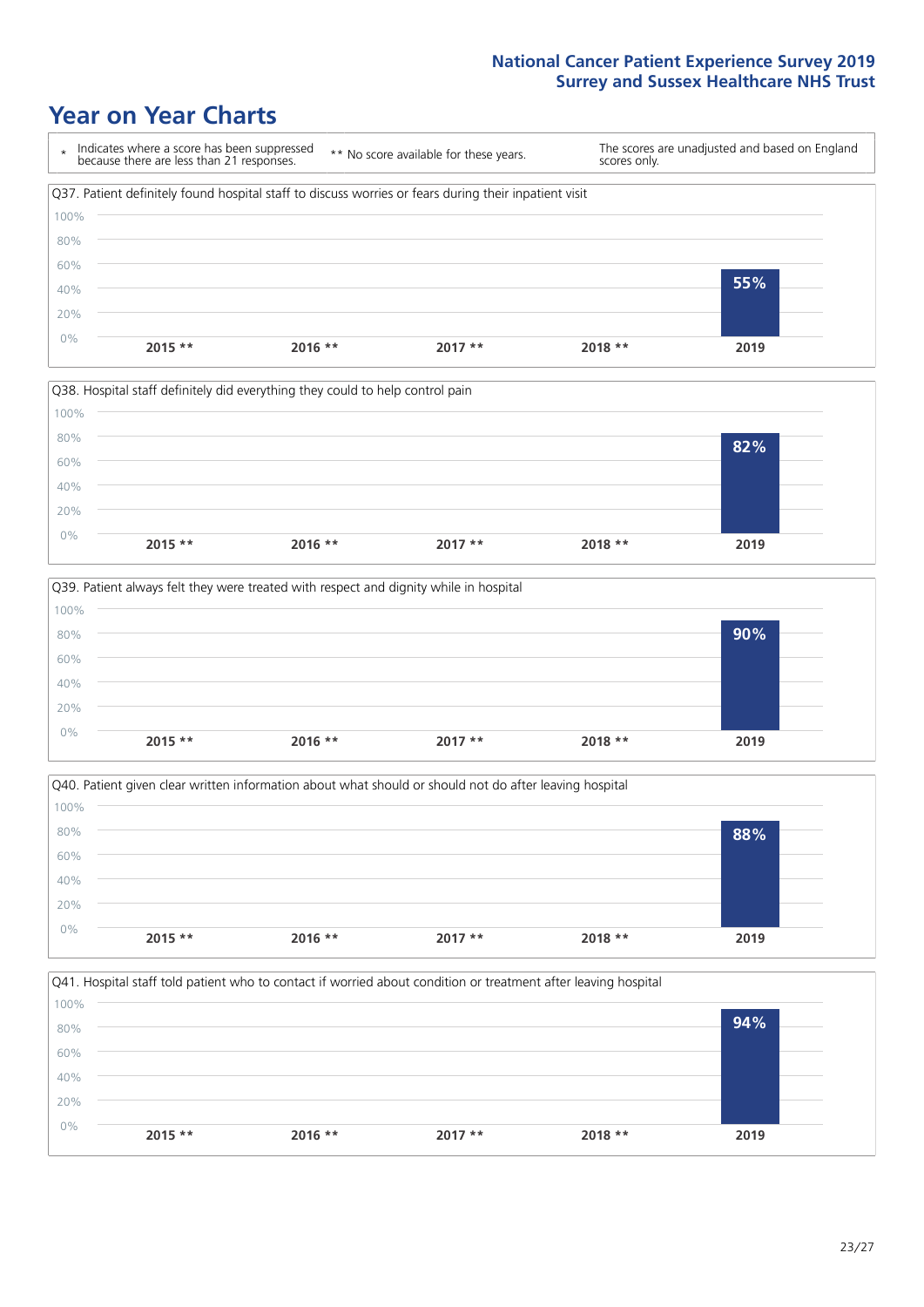# Year on Year Charts

\* Indicates where a score has been suppressed because there are less than 21 responses.

\*\* No score available for these years.

The scores are unadjusted and based on England scores only.

Q37. Patient definitely found hospital staff to discuss worries or fears during their inpatient visit

100%
80%
60%
40%
20%
0%

2015 ** | 2016 ** | 2017 ** | 2018 ** | 2019

55%

Q38. Hospital staff definitely did everything they could to help control pain

100%
80%
60%
40%
20%
0%

2015 ** | 2016 ** | 2017 ** | 2018 ** | 2019

82%

Q39. Patient always felt they were treated with respect and dignity while in hospital

100%
80%
60%
40%
20%
0%

2015 ** | 2016 ** | 2017 ** | 2018 ** | 2019

90%

Q40. Patient given clear written information about what should or should not do after leaving hospital

100%
80%
60%
40%
20%
0%

2015 ** | 2016 ** | 2017 ** | 2018 ** | 2019

88%

Q41. Hospital staff told patient who to contact if worried about condition or treatment after leaving hospital

100%
80%
60%
40%
20%
0%

2015 ** | 2016 ** | 2017 ** | 2018 ** | 2019

94%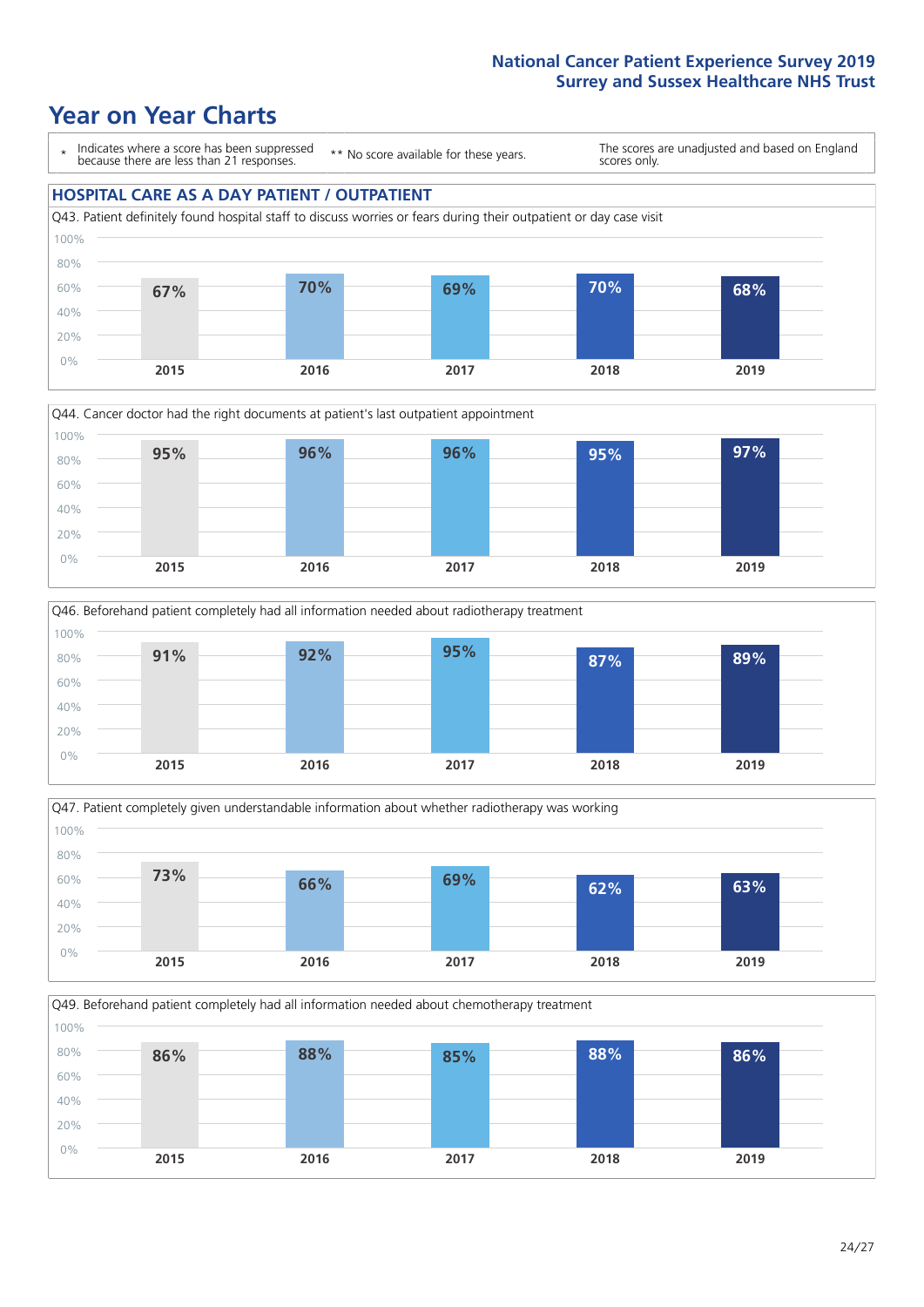# Year on Year Charts

\* Indicates where a score has been suppressed because there are less than 21 responses.

\*\* No score available for these years.

The scores are unadjusted and based on England scores only.

## HOSPITAL CARE AS A DAY PATIENT / OUTPATIENT

Q43. Patient definitely found hospital staff to discuss worries or fears during their outpatient or day case visit

100%
80%
60%
40%
20%
0%

67% 70% 69% 70% 68%

2015 2016 2017 2018 2019

Q44. Cancer doctor had the right documents at patient's last outpatient appointment

100%
80%
60%
40%
20%
0%

95% 96% 96% 95% 97%

2015 2016 2017 2018 2019

Q46. Beforehand patient completely had all information needed about radiotherapy treatment

100%
80%
60%
40%
20%
0%

91% 92% 95% 87% 89%

2015 2016 2017 2018 2019

Q47. Patient completely given understandable information about whether radiotherapy was working

100%
80%
60%
40%
20%
0%

73% 66% 69% 62% 63%

2015 2016 2017 2018 2019

Q49. Beforehand patient completely had all information needed about chemotherapy treatment

100%
80%
60%
40%
20%
0%

86% 88% 85% 88% 86%

2015 2016 2017 2018 2019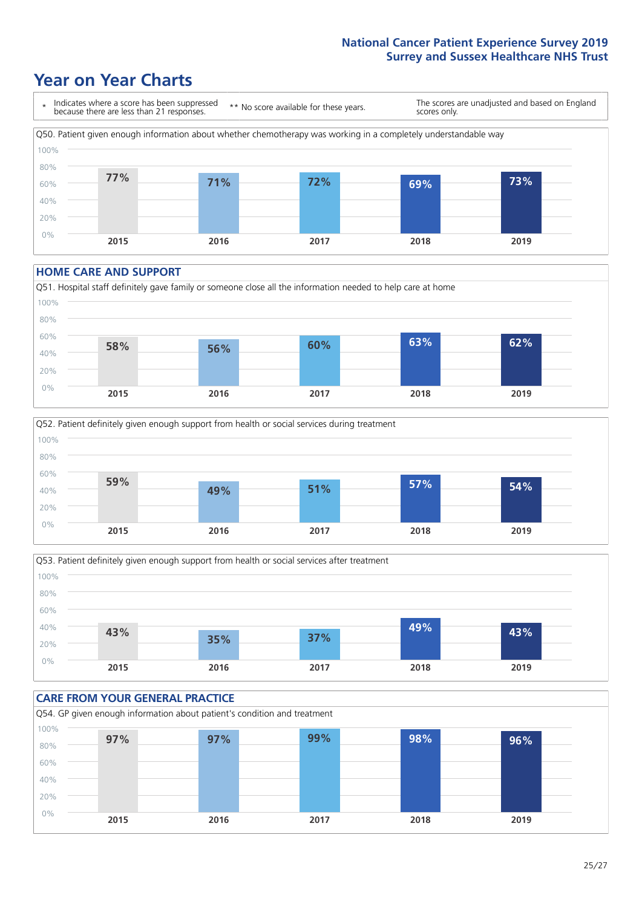# Year on Year Charts

\* Indicates where a score has been suppressed because there are less than 21 responses.

\*\* No score available for these years.

The scores are unadjusted and based on England scores only.

Q50. Patient given enough information about whether chemotherapy was working in a completely understandable way

100%
80%
60%
40%
20%
0%

77% 71% 72% 69% 73%

2015 2016 2017 2018 2019

## HOME CARE AND SUPPORT

Q51. Hospital staff definitely gave family or someone close all the information needed to help care at home

100%
80%
60%
40%
20%
0%

58% 56% 60% 63% 62%

2015 2016 2017 2018 2019

Q52. Patient definitely given enough support from health or social services during treatment

100%
80%
60%
40%
20%
0%

59% 49% 51% 57% 54%

2015 2016 2017 2018 2019

Q53. Patient definitely given enough support from health or social services after treatment

100%
80%
60%
40%
20%
0%

43% 35% 37% 49% 43%

2015 2016 2017 2018 2019

## CARE FROM YOUR GENERAL PRACTICE

Q54. GP given enough information about patient's condition and treatment

100%
80%
60%
40%
20%
0%

97% 97% 99% 98% 96%

2015 2016 2017 2018 2019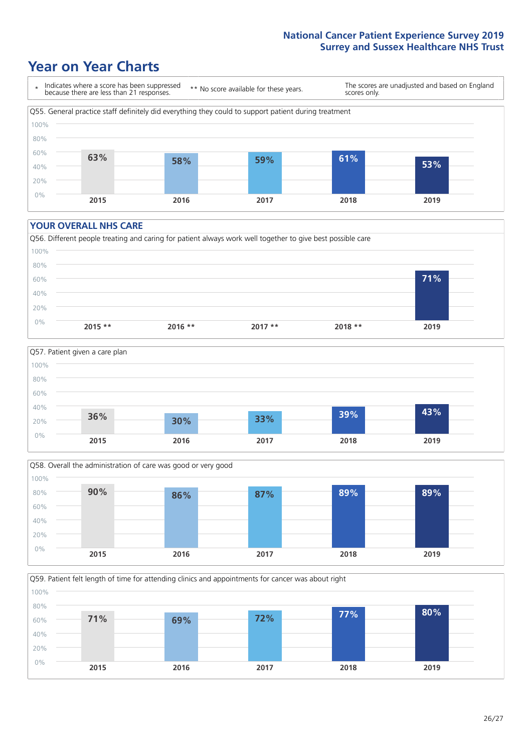# Year on Year Charts

\* Indicates where a score has been suppressed because there are less than 21 responses.

** No score available for these years.

The scores are unadjusted and based on England scores only.

Q55. General practice staff definitely did everything they could to support patient during treatment

100%
80%
60%
40%
20%
0%

63% 2015
58% 2016
59% 2017
61% 2018
53% 2019

## YOUR OVERALL NHS CARE

Q56. Different people treating and caring for patient always work well together to give best possible care

100%
80%
60%
40%
20%
0%

2015 **
2016 **
2017 **
2018 **
71% 2019

Q57. Patient given a care plan

100%
80%
60%
40%
20%
0%

36% 2015
30% 2016
33% 2017
39% 2018
43% 2019

Q58. Overall the administration of care was good or very good

100%
80%
60%
40%
20%
0%

90% 2015
86% 2016
87% 2017
89% 2018
89% 2019

Q59. Patient felt length of time for attending clinics and appointments for cancer was about right

100%
80%
60%
40%
20%
0%

71% 2015
69% 2016
72% 2017
77% 2018
80% 2019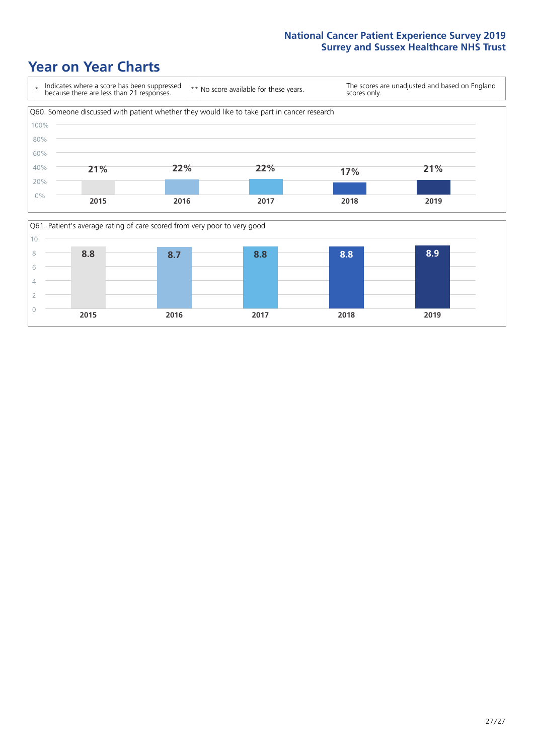# Year on Year Charts

\* Indicates where a score has been suppressed because there are less than 21 responses.

** No score available for these years.

The scores are unadjusted and based on England scores only.

Q60. Someone discussed with patient whether they would like to take part in cancer research

100%
80%
60%
40%
20%
0%

21% 22% 22% 17% 21%

2015 2016 2017 2018 2019

Q61. Patient's average rating of care scored from very poor to very good

10
8
6
4
2
0

8.8 8.7 8.8 8.8 8.9

2015 2016 2017 2018 2019